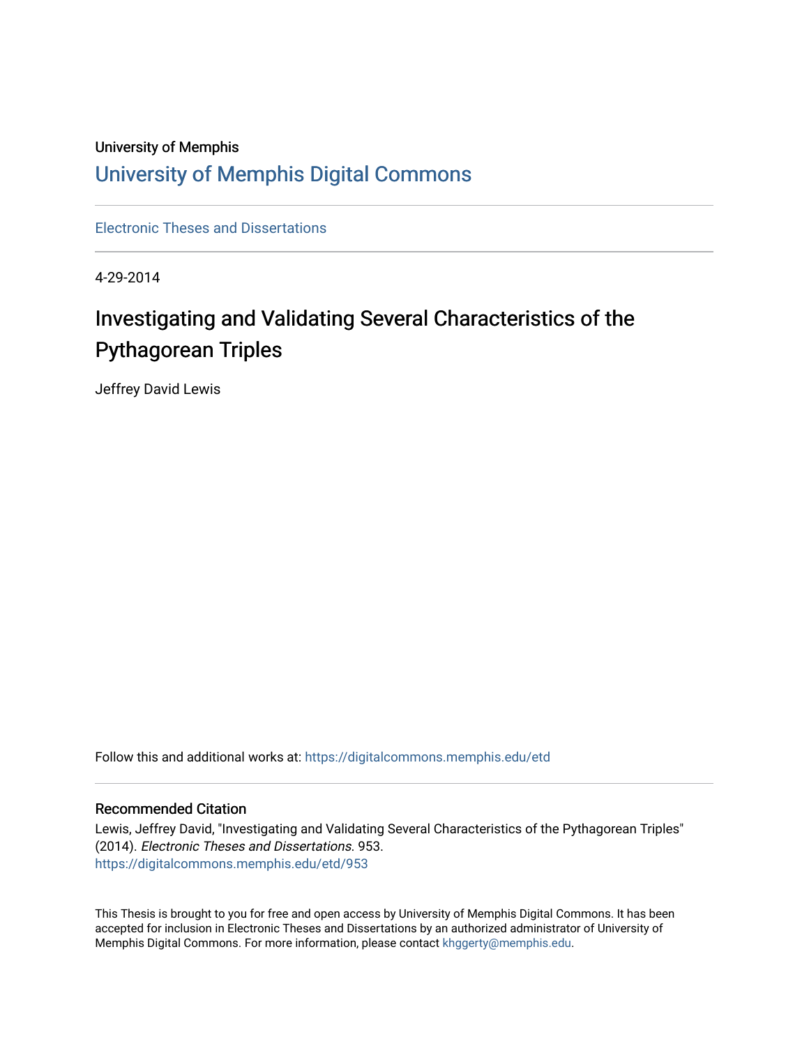University of Memphis

# University of Memphis Digital Commons

Electronic Theses and Dissertations

4-29-2014

## Investigating and Validating Several Characteristics of the Pythagorean Triples

Jeffrey David Lewis

Follow this and additional works at: https://digitalcommons.memphis.edu/etd

### Recommended Citation

Lewis, Jeffrey David, "Investigating and Validating Several Characteristics of the Pythagorean Triples" (2014). *Electronic Theses and Dissertations*. 953.
https://digitalcommons.memphis.edu/etd/953

This Thesis is brought to you for free and open access by University of Memphis Digital Commons. It has been accepted for inclusion in Electronic Theses and Dissertations by an authorized administrator of University of Memphis Digital Commons. For more information, please contact khggerty@memphis.edu.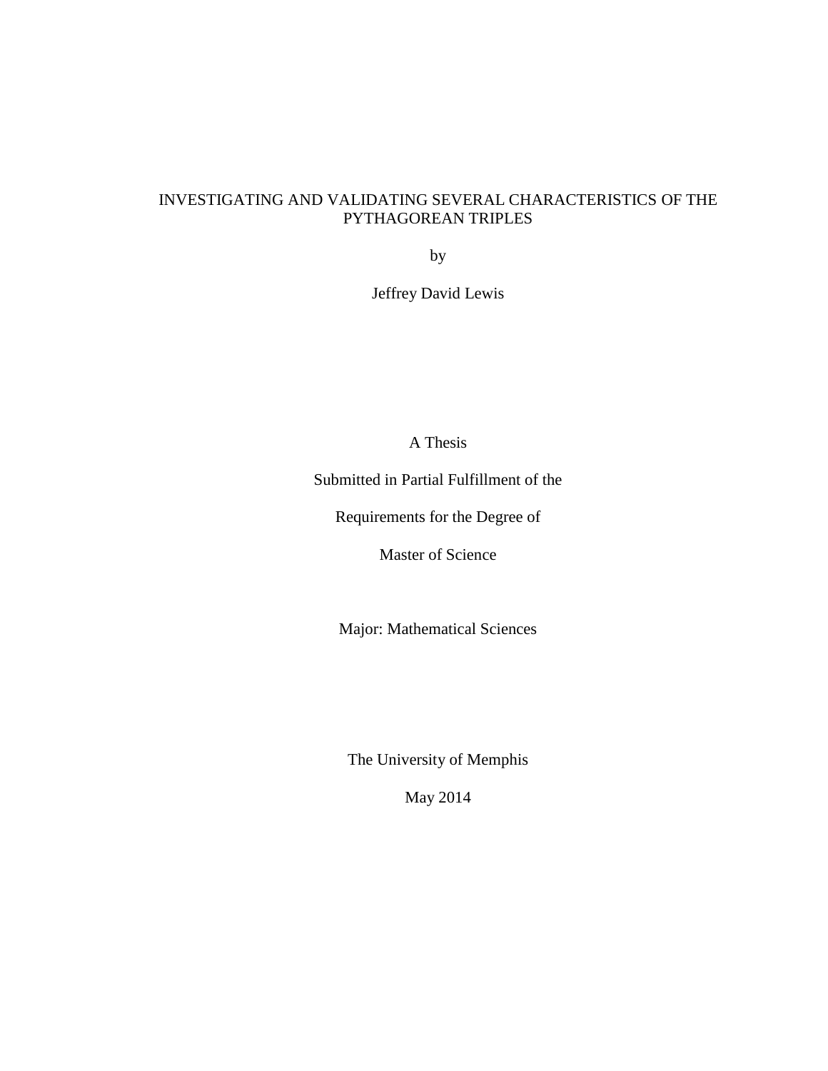# INVESTIGATING AND VALIDATING SEVERAL CHARACTERISTICS OF THE PYTHAGOREAN TRIPLES

by

Jeffrey David Lewis

A Thesis

Submitted in Partial Fulfillment of the

Requirements for the Degree of

Master of Science

Major: Mathematical Sciences

The University of Memphis

May 2014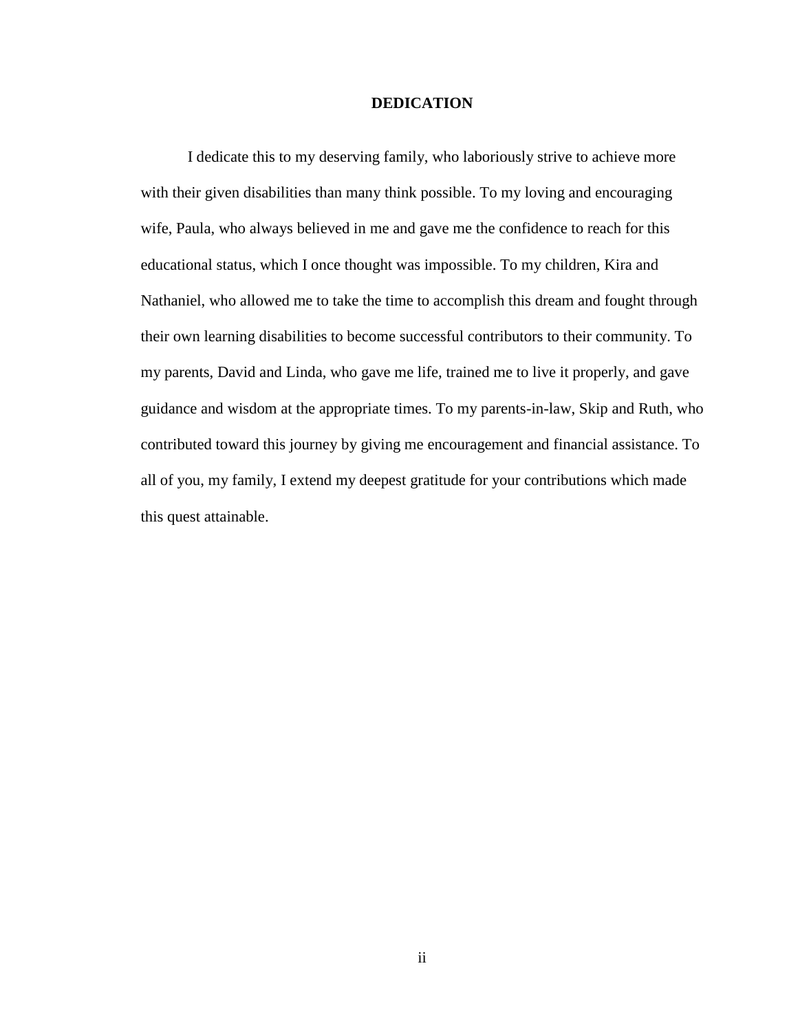# DEDICATION

I dedicate this to my deserving family, who laboriously strive to achieve more with their given disabilities than many think possible. To my loving and encouraging wife, Paula, who always believed in me and gave me the confidence to reach for this educational status, which I once thought was impossible. To my children, Kira and Nathaniel, who allowed me to take the time to accomplish this dream and fought through their own learning disabilities to become successful contributors to their community. To my parents, David and Linda, who gave me life, trained me to live it properly, and gave guidance and wisdom at the appropriate times. To my parents-in-law, Skip and Ruth, who contributed toward this journey by giving me encouragement and financial assistance. To all of you, my family, I extend my deepest gratitude for your contributions which made this quest attainable.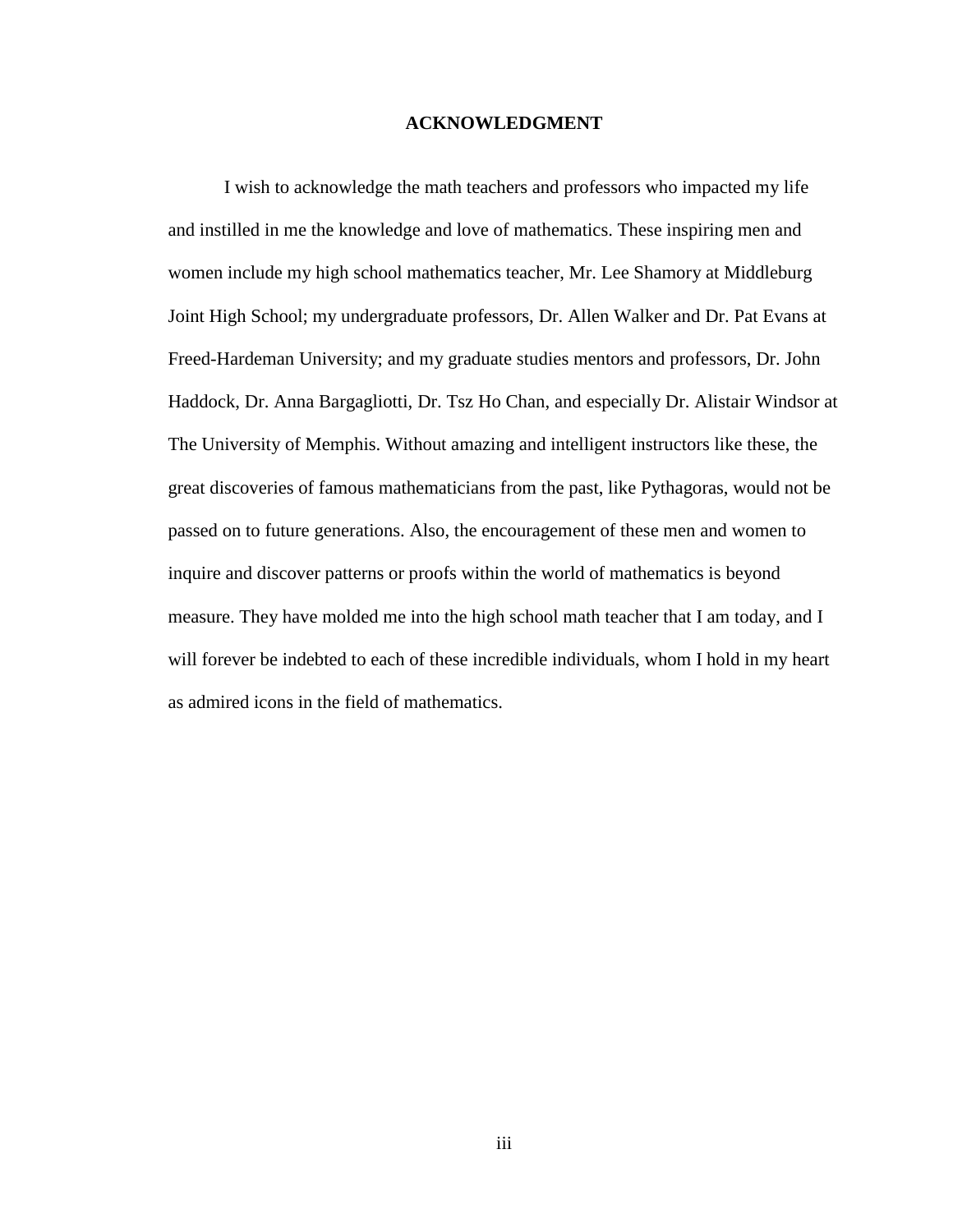## ACKNOWLEDGMENT

I wish to acknowledge the math teachers and professors who impacted my life and instilled in me the knowledge and love of mathematics. These inspiring men and women include my high school mathematics teacher, Mr. Lee Shamory at Middleburg Joint High School; my undergraduate professors, Dr. Allen Walker and Dr. Pat Evans at Freed-Hardeman University; and my graduate studies mentors and professors, Dr. John Haddock, Dr. Anna Bargagliotti, Dr. Tsz Ho Chan, and especially Dr. Alistair Windsor at The University of Memphis. Without amazing and intelligent instructors like these, the great discoveries of famous mathematicians from the past, like Pythagoras, would not be passed on to future generations. Also, the encouragement of these men and women to inquire and discover patterns or proofs within the world of mathematics is beyond measure. They have molded me into the high school math teacher that I am today, and I will forever be indebted to each of these incredible individuals, whom I hold in my heart as admired icons in the field of mathematics.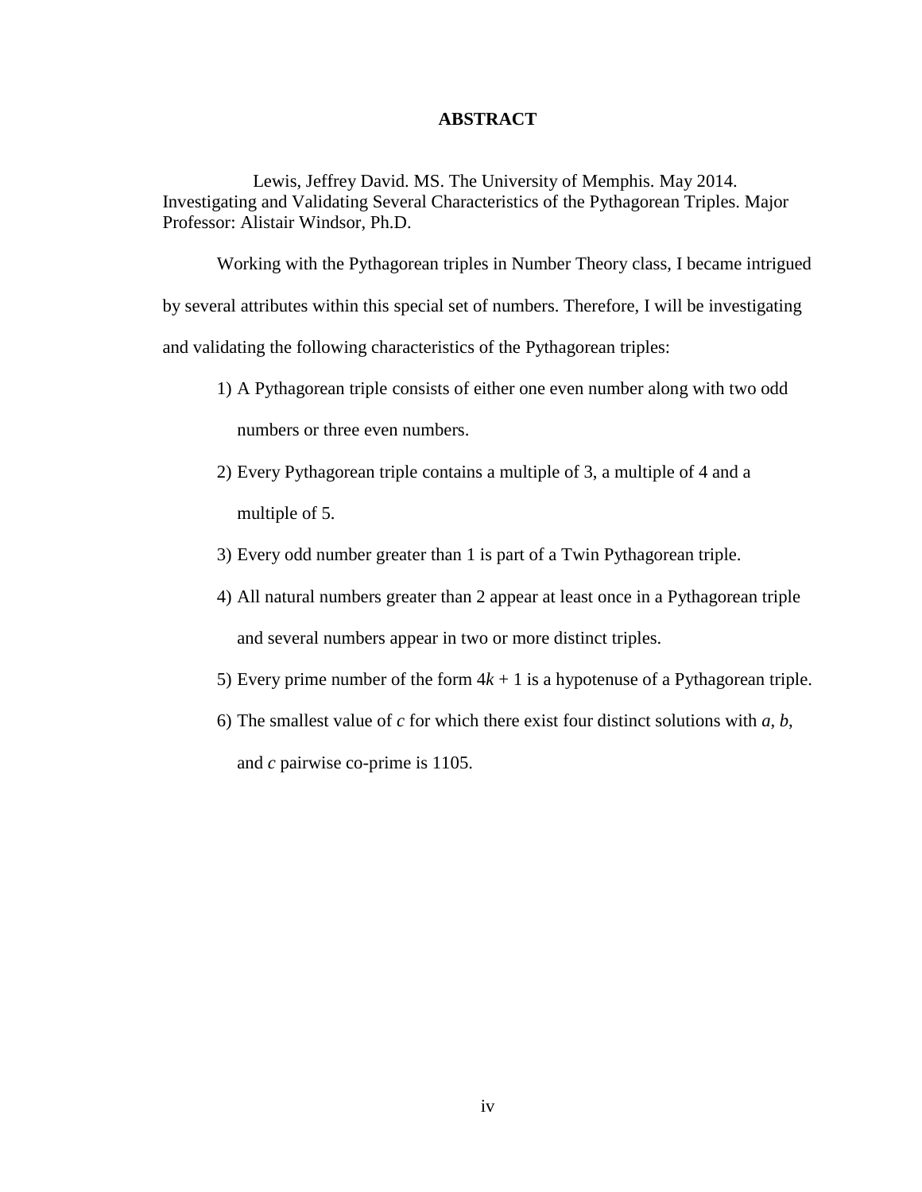# ABSTRACT

Lewis, Jeffrey David. MS. The University of Memphis. May 2014. Investigating and Validating Several Characteristics of the Pythagorean Triples. Major Professor: Alistair Windsor, Ph.D.

Working with the Pythagorean triples in Number Theory class, I became intrigued by several attributes within this special set of numbers. Therefore, I will be investigating and validating the following characteristics of the Pythagorean triples:

1) A Pythagorean triple consists of either one even number along with two odd numbers or three even numbers.
2) Every Pythagorean triple contains a multiple of 3, a multiple of 4 and a multiple of 5.
3) Every odd number greater than 1 is part of a Twin Pythagorean triple.
4) All natural numbers greater than 2 appear at least once in a Pythagorean triple and several numbers appear in two or more distinct triples.
5) Every prime number of the form $4k + 1$ is a hypotenuse of a Pythagorean triple.
6) The smallest value of $c$ for which there exist four distinct solutions with $a$, $b$, and $c$ pairwise co-prime is 1105.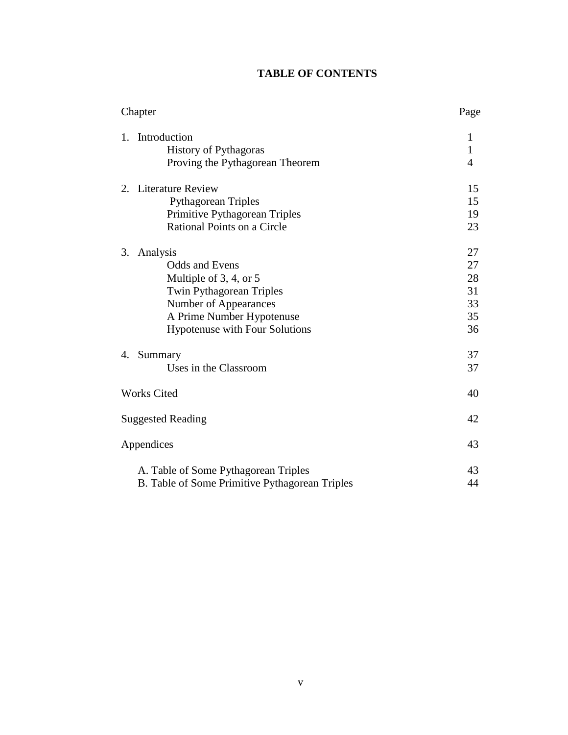# TABLE OF CONTENTS

| Chapter | Page |
| --- | --- |
| 1. Introduction | 1 |
| History of Pythagoras | 1 |
| Proving the Pythagorean Theorem | 4 |
| 2. Literature Review | 15 |
| Pythagorean Triples | 15 |
| Primitive Pythagorean Triples | 19 |
| Rational Points on a Circle | 23 |
| 3. Analysis | 27 |
| Odds and Evens | 27 |
| Multiple of 3, 4, or 5 | 28 |
| Twin Pythagorean Triples | 31 |
| Number of Appearances | 33 |
| A Prime Number Hypotenuse | 35 |
| Hypotenuse with Four Solutions | 36 |
| 4. Summary | 37 |
| Uses in the Classroom | 37 |
| Works Cited | 40 |
| Suggested Reading | 42 |
| Appendices | 43 |
| A. Table of Some Pythagorean Triples | 43 |
| B. Table of Some Primitive Pythagorean Triples | 44 |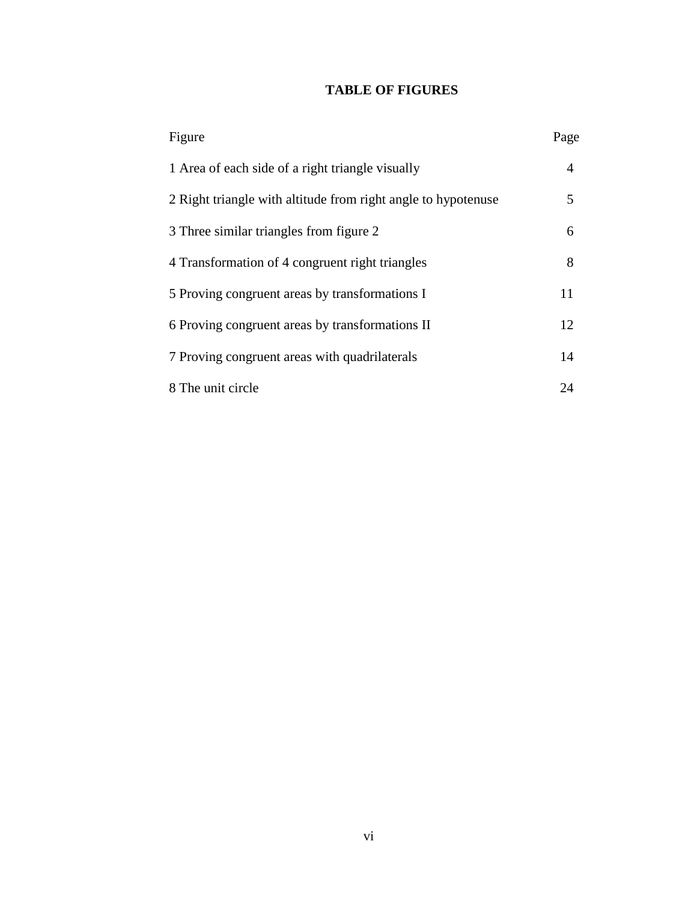# TABLE OF FIGURES

| Figure | Page |
| --- | --- |
| 1 Area of each side of a right triangle visually | 4 |
| 2 Right triangle with altitude from right angle to hypotenuse | 5 |
| 3 Three similar triangles from figure 2 | 6 |
| 4 Transformation of 4 congruent right triangles | 8 |
| 5 Proving congruent areas by transformations I | 11 |
| 6 Proving congruent areas by transformations II | 12 |
| 7 Proving congruent areas with quadrilaterals | 14 |
| 8 The unit circle | 24 |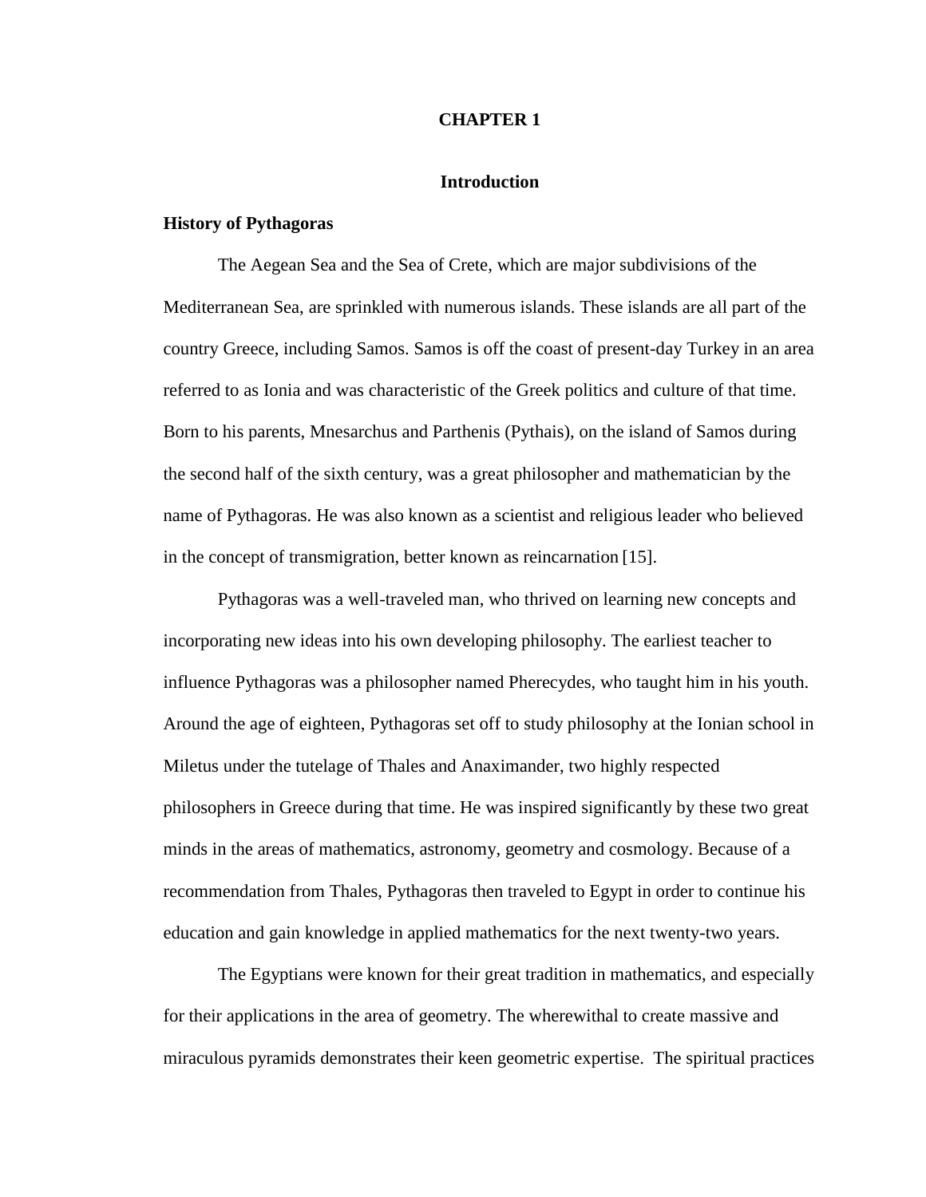# CHAPTER 1

## Introduction

### History of Pythagoras

The Aegean Sea and the Sea of Crete, which are major subdivisions of the Mediterranean Sea, are sprinkled with numerous islands. These islands are all part of the country Greece, including Samos. Samos is off the coast of present-day Turkey in an area referred to as Ionia and was characteristic of the Greek politics and culture of that time. Born to his parents, Mnesarchus and Parthenis (Pythais), on the island of Samos during the second half of the sixth century, was a great philosopher and mathematician by the name of Pythagoras. He was also known as a scientist and religious leader who believed in the concept of transmigration, better known as reincarnation [15].

Pythagoras was a well-traveled man, who thrived on learning new concepts and incorporating new ideas into his own developing philosophy. The earliest teacher to influence Pythagoras was a philosopher named Pherecydes, who taught him in his youth. Around the age of eighteen, Pythagoras set off to study philosophy at the Ionian school in Miletus under the tutelage of Thales and Anaximander, two highly respected philosophers in Greece during that time. He was inspired significantly by these two great minds in the areas of mathematics, astronomy, geometry and cosmology. Because of a recommendation from Thales, Pythagoras then traveled to Egypt in order to continue his education and gain knowledge in applied mathematics for the next twenty-two years.

The Egyptians were known for their great tradition in mathematics, and especially for their applications in the area of geometry. The wherewithal to create massive and miraculous pyramids demonstrates their keen geometric expertise. The spiritual practices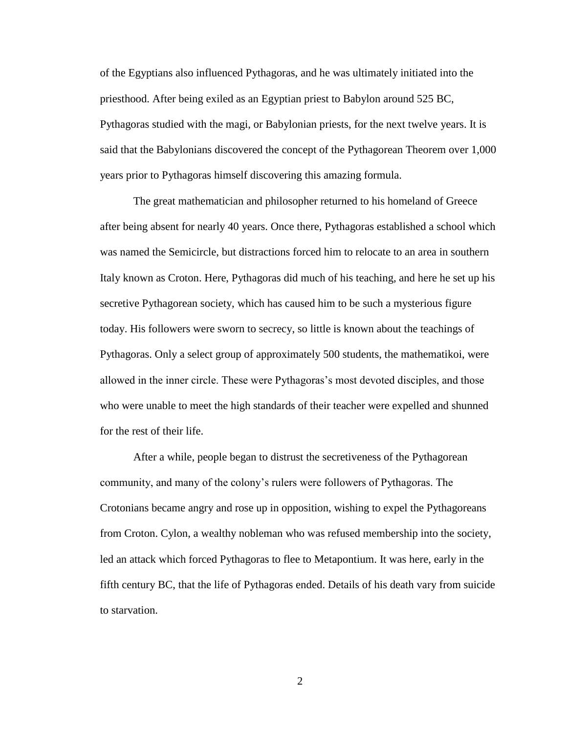of the Egyptians also influenced Pythagoras, and he was ultimately initiated into the priesthood. After being exiled as an Egyptian priest to Babylon around 525 BC, Pythagoras studied with the magi, or Babylonian priests, for the next twelve years. It is said that the Babylonians discovered the concept of the Pythagorean Theorem over 1,000 years prior to Pythagoras himself discovering this amazing formula.

The great mathematician and philosopher returned to his homeland of Greece after being absent for nearly 40 years. Once there, Pythagoras established a school which was named the Semicircle, but distractions forced him to relocate to an area in southern Italy known as Croton. Here, Pythagoras did much of his teaching, and here he set up his secretive Pythagorean society, which has caused him to be such a mysterious figure today. His followers were sworn to secrecy, so little is known about the teachings of Pythagoras. Only a select group of approximately 500 students, the mathematikoi, were allowed in the inner circle. These were Pythagoras's most devoted disciples, and those who were unable to meet the high standards of their teacher were expelled and shunned for the rest of their life.

After a while, people began to distrust the secretiveness of the Pythagorean community, and many of the colony's rulers were followers of Pythagoras. The Crotonians became angry and rose up in opposition, wishing to expel the Pythagoreans from Croton. Cylon, a wealthy nobleman who was refused membership into the society, led an attack which forced Pythagoras to flee to Metapontium. It was here, early in the fifth century BC, that the life of Pythagoras ended. Details of his death vary from suicide to starvation.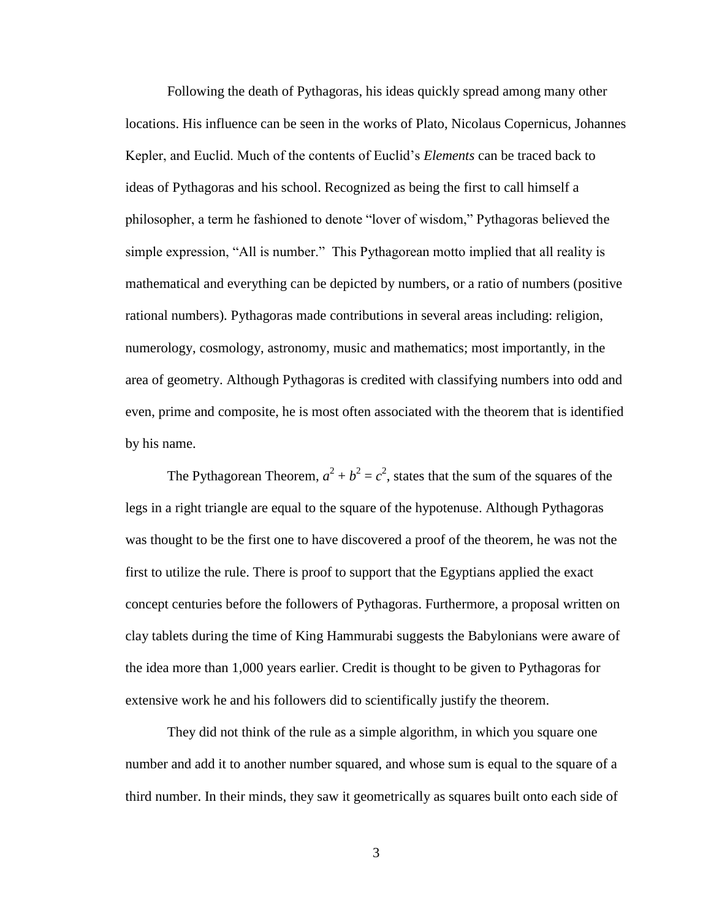Following the death of Pythagoras, his ideas quickly spread among many other locations. His influence can be seen in the works of Plato, Nicolaus Copernicus, Johannes Kepler, and Euclid. Much of the contents of Euclid's *Elements* can be traced back to ideas of Pythagoras and his school. Recognized as being the first to call himself a philosopher, a term he fashioned to denote "lover of wisdom," Pythagoras believed the simple expression, "All is number." This Pythagorean motto implied that all reality is mathematical and everything can be depicted by numbers, or a ratio of numbers (positive rational numbers). Pythagoras made contributions in several areas including: religion, numerology, cosmology, astronomy, music and mathematics; most importantly, in the area of geometry. Although Pythagoras is credited with classifying numbers into odd and even, prime and composite, he is most often associated with the theorem that is identified by his name.

The Pythagorean Theorem, $a^2 + b^2 = c^2$, states that the sum of the squares of the legs in a right triangle are equal to the square of the hypotenuse. Although Pythagoras was thought to be the first one to have discovered a proof of the theorem, he was not the first to utilize the rule. There is proof to support that the Egyptians applied the exact concept centuries before the followers of Pythagoras. Furthermore, a proposal written on clay tablets during the time of King Hammurabi suggests the Babylonians were aware of the idea more than 1,000 years earlier. Credit is thought to be given to Pythagoras for extensive work he and his followers did to scientifically justify the theorem.

They did not think of the rule as a simple algorithm, in which you square one number and add it to another number squared, and whose sum is equal to the square of a third number. In their minds, they saw it geometrically as squares built onto each side of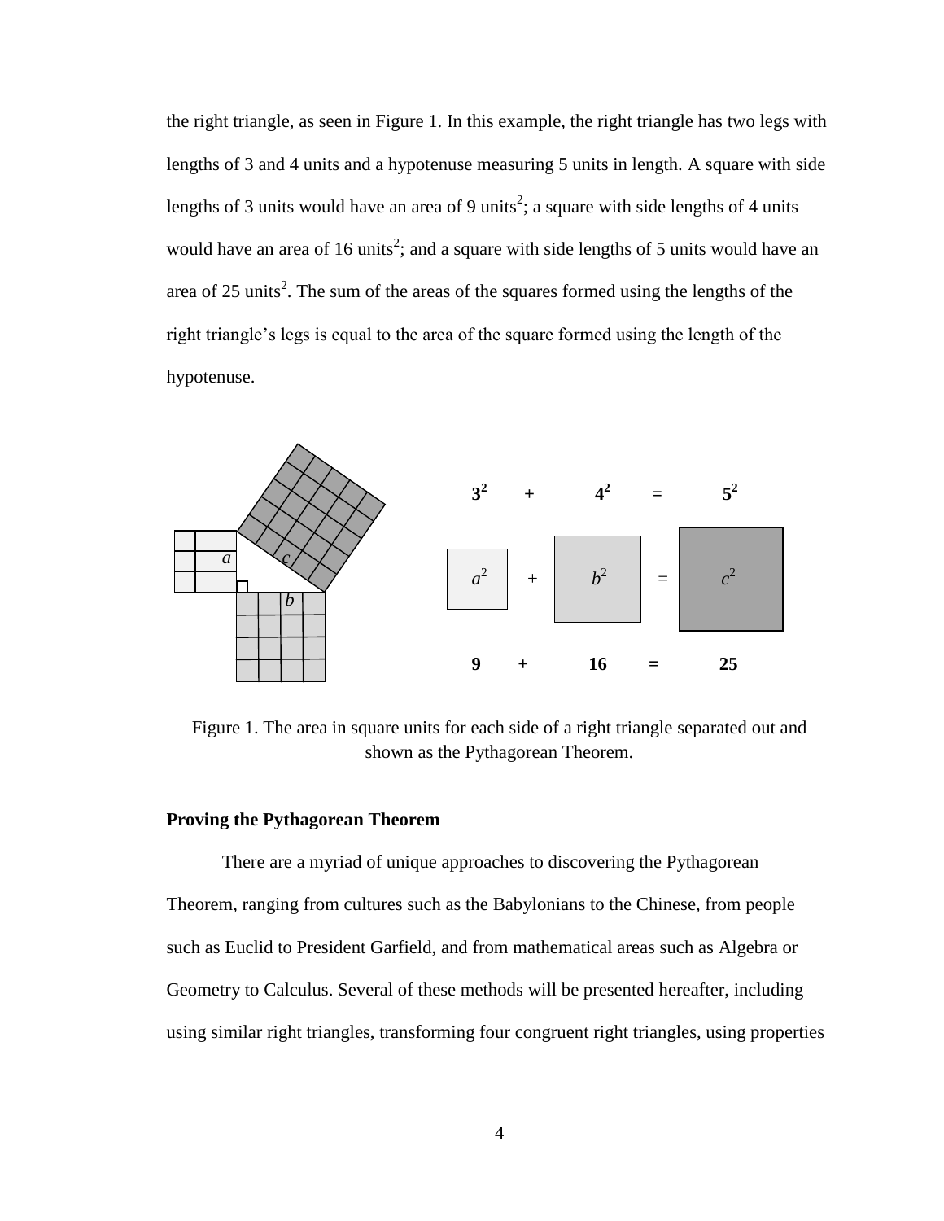the right triangle, as seen in Figure 1. In this example, the right triangle has two legs with lengths of 3 and 4 units and a hypotenuse measuring 5 units in length. A square with side lengths of 3 units would have an area of 9 units$^2$; a square with side lengths of 4 units would have an area of 16 units$^2$; and a square with side lengths of 5 units would have an area of 25 units$^2$. The sum of the areas of the squares formed using the lengths of the right triangle's legs is equal to the area of the square formed using the length of the hypotenuse.

Figure 1. The area in square units for each side of a right triangle separated out and shown as the Pythagorean Theorem.

### Proving the Pythagorean Theorem

There are a myriad of unique approaches to discovering the Pythagorean Theorem, ranging from cultures such as the Babylonians to the Chinese, from people such as Euclid to President Garfield, and from mathematical areas such as Algebra or Geometry to Calculus. Several of these methods will be presented hereafter, including using similar right triangles, transforming four congruent right triangles, using properties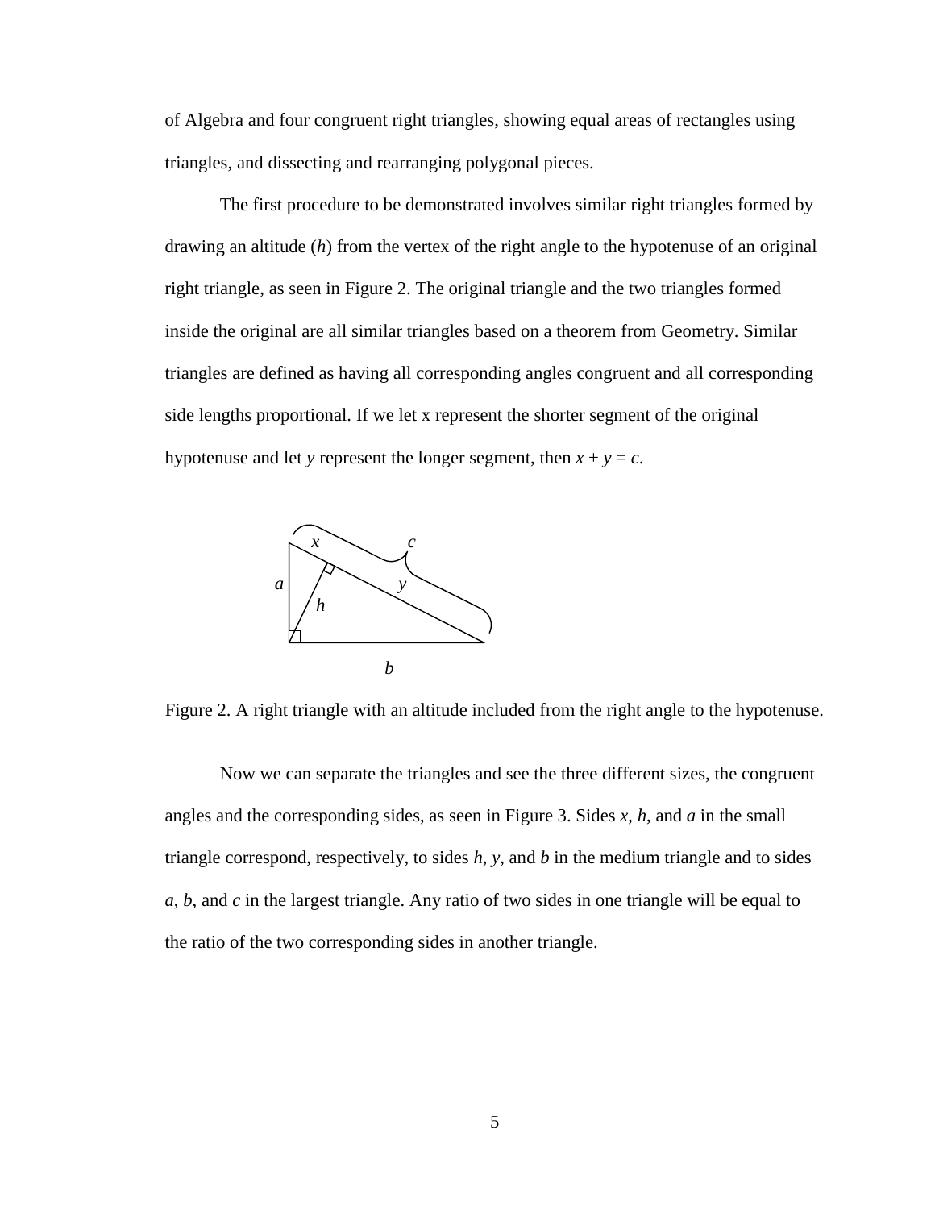of Algebra and four congruent right triangles, showing equal areas of rectangles using triangles, and dissecting and rearranging polygonal pieces.

The first procedure to be demonstrated involves similar right triangles formed by drawing an altitude ($h$) from the vertex of the right angle to the hypotenuse of an original right triangle, as seen in Figure 2. The original triangle and the two triangles formed inside the original are all similar triangles based on a theorem from Geometry. Similar triangles are defined as having all corresponding angles congruent and all corresponding side lengths proportional. If we let x represent the shorter segment of the original hypotenuse and let $y$ represent the longer segment, then $x + y = c$.

Figure 2. A right triangle with an altitude included from the right angle to the hypotenuse.

Now we can separate the triangles and see the three different sizes, the congruent angles and the corresponding sides, as seen in Figure 3. Sides $x$, $h$, and $a$ in the small triangle correspond, respectively, to sides $h$, $y$, and $b$ in the medium triangle and to sides $a$, $b$, and $c$ in the largest triangle. Any ratio of two sides in one triangle will be equal to the ratio of the two corresponding sides in another triangle.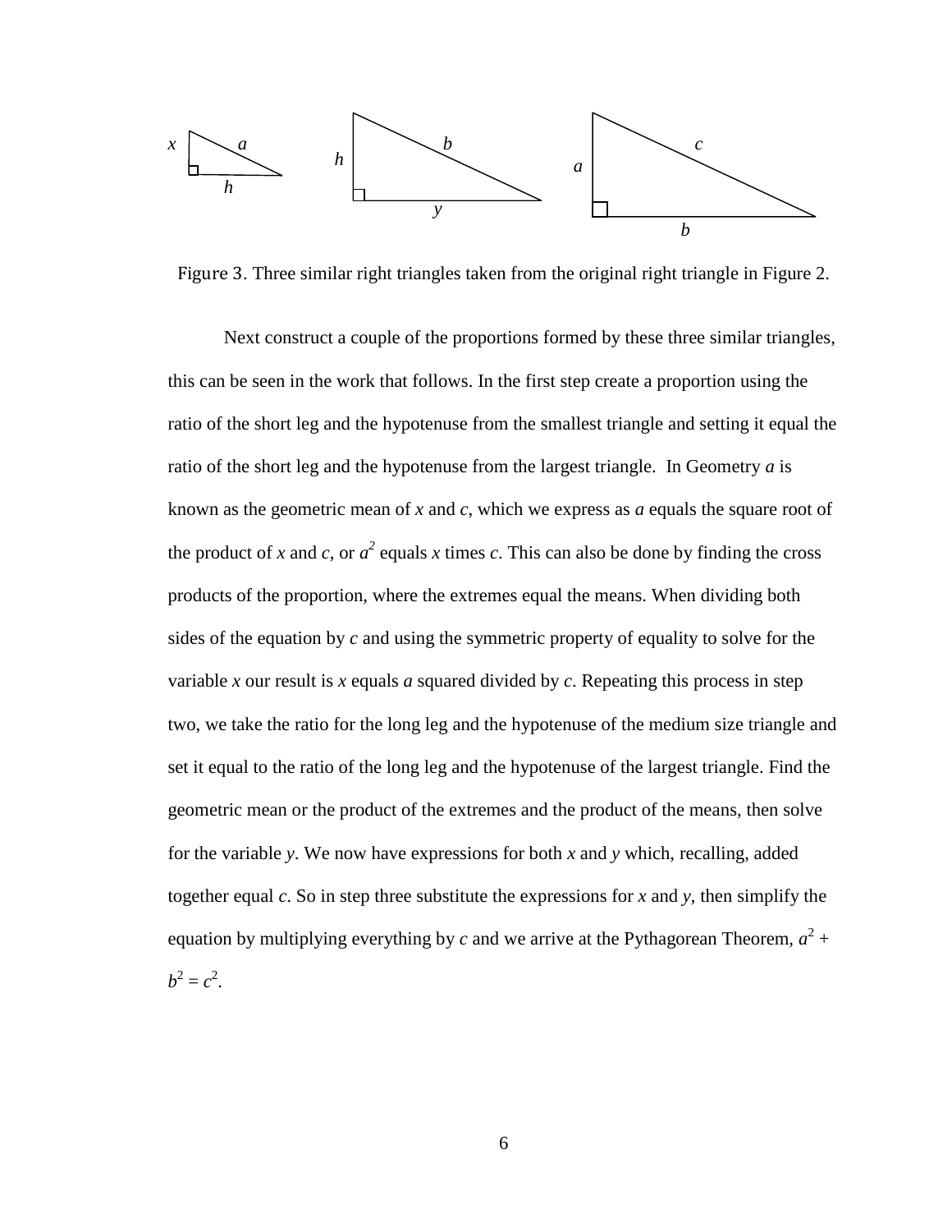Figure 3. Three similar right triangles taken from the original right triangle in Figure 2.

Next construct a couple of the proportions formed by these three similar triangles, this can be seen in the work that follows. In the first step create a proportion using the ratio of the short leg and the hypotenuse from the smallest triangle and setting it equal the ratio of the short leg and the hypotenuse from the largest triangle. In Geometry $a$ is known as the geometric mean of $x$ and $c$, which we express as $a$ equals the square root of the product of $x$ and $c$, or $a^2$ equals $x$ times $c$. This can also be done by finding the cross products of the proportion, where the extremes equal the means. When dividing both sides of the equation by $c$ and using the symmetric property of equality to solve for the variable $x$ our result is $x$ equals $a$ squared divided by $c$. Repeating this process in step two, we take the ratio for the long leg and the hypotenuse of the medium size triangle and set it equal to the ratio of the long leg and the hypotenuse of the largest triangle. Find the geometric mean or the product of the extremes and the product of the means, then solve for the variable $y$. We now have expressions for both $x$ and $y$ which, recalling, added together equal $c$. So in step three substitute the expressions for $x$ and $y$, then simplify the equation by multiplying everything by $c$ and we arrive at the Pythagorean Theorem, $a^2 + b^2 = c^2$.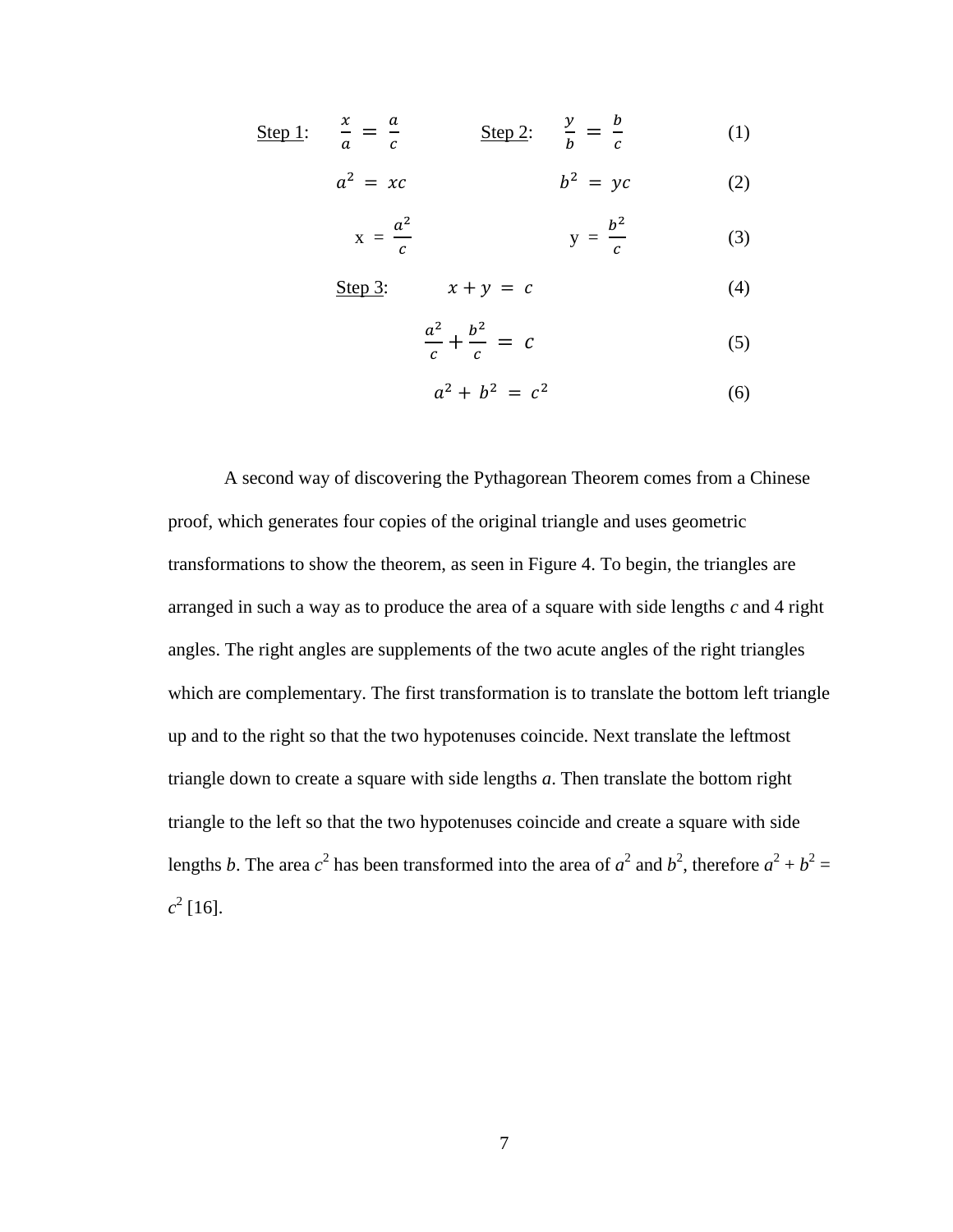<u>Step 1</u>: $\frac{x}{a} = \frac{a}{c}$ <u>Step 2</u>: $\frac{y}{b} = \frac{b}{c}$ (1)

$$a^2 = xc \qquad b^2 = yc \tag{2}$$

$$x = \frac{a^2}{c} \qquad y = \frac{b^2}{c} \tag{3}$$

<u>Step 3</u>: $x + y = c$ (4)

$$\frac{a^2}{c} + \frac{b^2}{c} = c \tag{5}$$

$$a^2 + b^2 = c^2 \tag{6}$$

A second way of discovering the Pythagorean Theorem comes from a Chinese proof, which generates four copies of the original triangle and uses geometric transformations to show the theorem, as seen in Figure 4. To begin, the triangles are arranged in such a way as to produce the area of a square with side lengths $c$ and 4 right angles. The right angles are supplements of the two acute angles of the right triangles which are complementary. The first transformation is to translate the bottom left triangle up and to the right so that the two hypotenuses coincide. Next translate the leftmost triangle down to create a square with side lengths $a$. Then translate the bottom right triangle to the left so that the two hypotenuses coincide and create a square with side lengths $b$. The area $c^2$ has been transformed into the area of $a^2$ and $b^2$, therefore $a^2 + b^2 = c^2$ [16].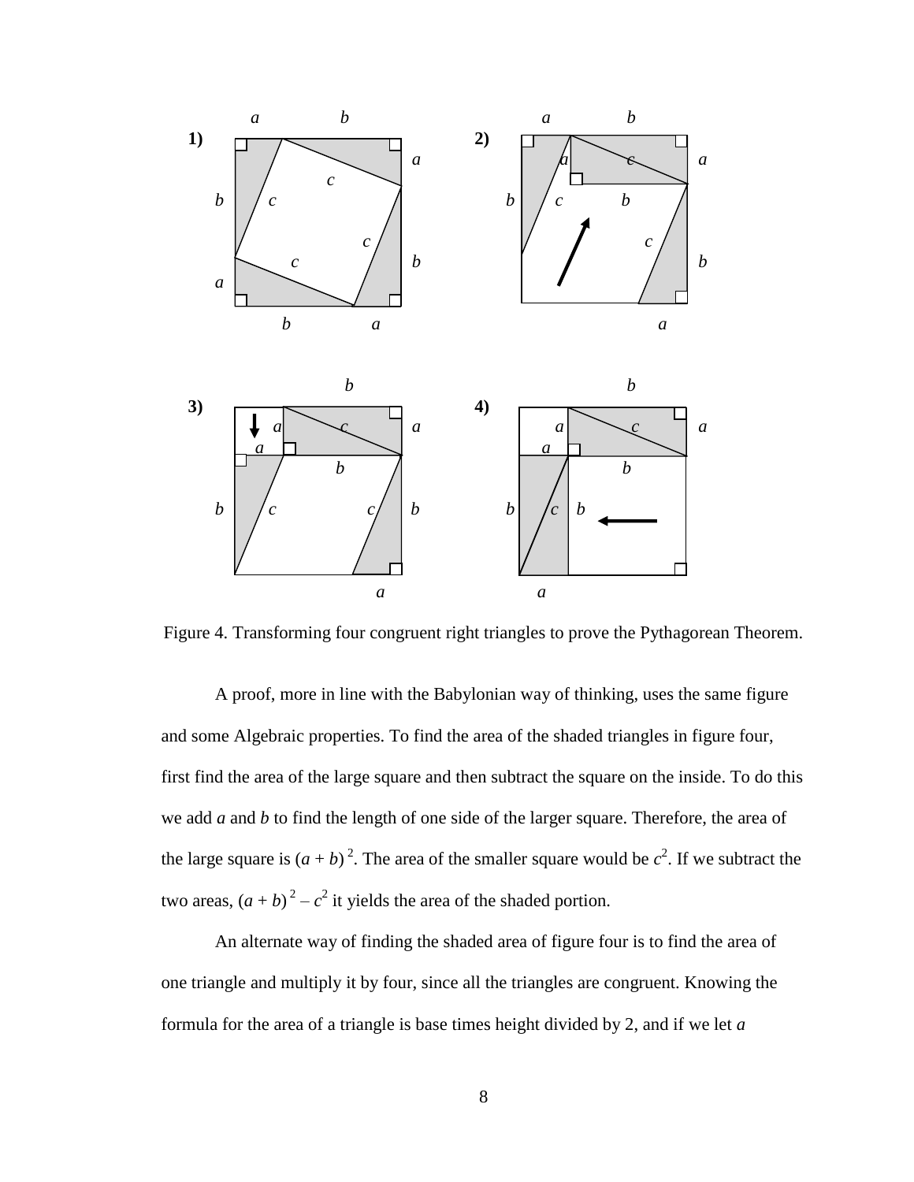Figure 4. Transforming four congruent right triangles to prove the Pythagorean Theorem.

A proof, more in line with the Babylonian way of thinking, uses the same figure and some Algebraic properties. To find the area of the shaded triangles in figure four, first find the area of the large square and then subtract the square on the inside. To do this we add *a* and *b* to find the length of one side of the larger square. Therefore, the area of the large square is $(a + b)^2$. The area of the smaller square would be $c^2$. If we subtract the two areas, $(a + b)^2 - c^2$ it yields the area of the shaded portion.

An alternate way of finding the shaded area of figure four is to find the area of one triangle and multiply it by four, since all the triangles are congruent. Knowing the formula for the area of a triangle is base times height divided by 2, and if we let *a*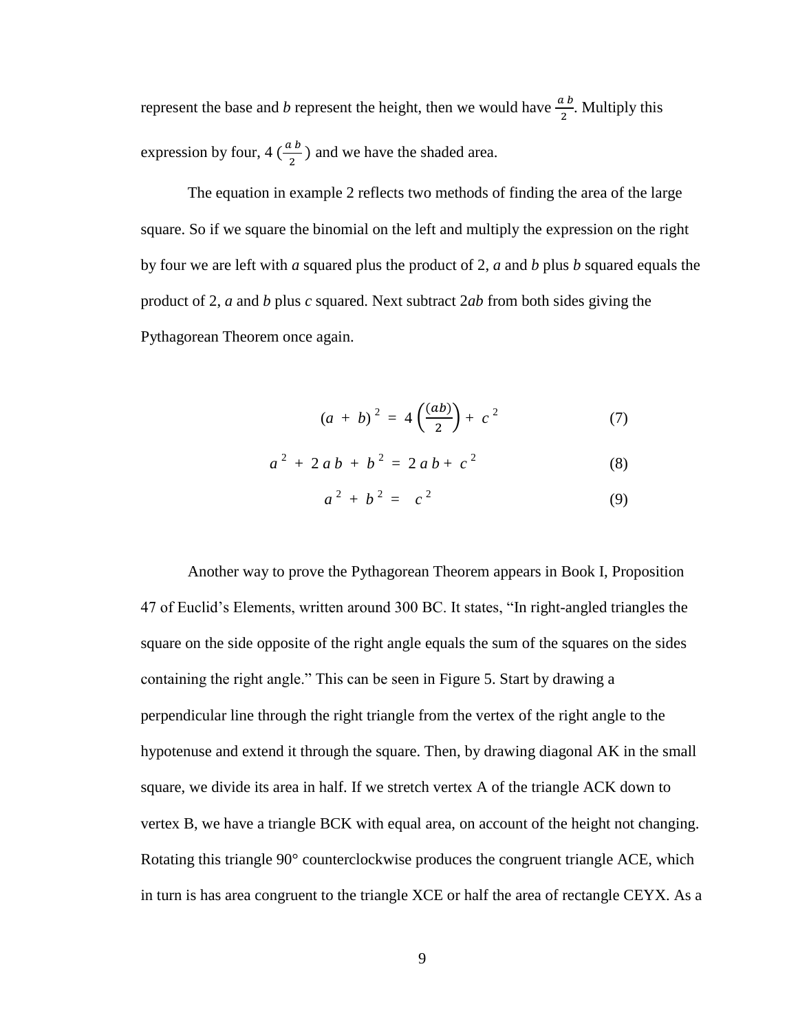represent the base and *b* represent the height, then we would have $\frac{a\,b}{2}$. Multiply this expression by four, $4\,(\frac{a\,b}{2})$ and we have the shaded area.

The equation in example 2 reflects two methods of finding the area of the large square. So if we square the binomial on the left and multiply the expression on the right by four we are left with *a* squared plus the product of 2, *a* and *b* plus *b* squared equals the product of 2, *a* and *b* plus *c* squared. Next subtract 2*ab* from both sides giving the Pythagorean Theorem once again.

$$(a + b)^2 = 4\left(\frac{(ab)}{2}\right) + c^2 \tag{7}$$

$$a^2 + 2\,a\,b + b^2 = 2\,a\,b + c^2 \tag{8}$$

$$a^2 + b^2 = c^2 \tag{9}$$

Another way to prove the Pythagorean Theorem appears in Book I, Proposition 47 of Euclid's Elements, written around 300 BC. It states, "In right-angled triangles the square on the side opposite of the right angle equals the sum of the squares on the sides containing the right angle." This can be seen in Figure 5. Start by drawing a perpendicular line through the right triangle from the vertex of the right angle to the hypotenuse and extend it through the square. Then, by drawing diagonal AK in the small square, we divide its area in half. If we stretch vertex A of the triangle ACK down to vertex B, we have a triangle BCK with equal area, on account of the height not changing. Rotating this triangle 90° counterclockwise produces the congruent triangle ACE, which in turn is has area congruent to the triangle XCE or half the area of rectangle CEYX. As a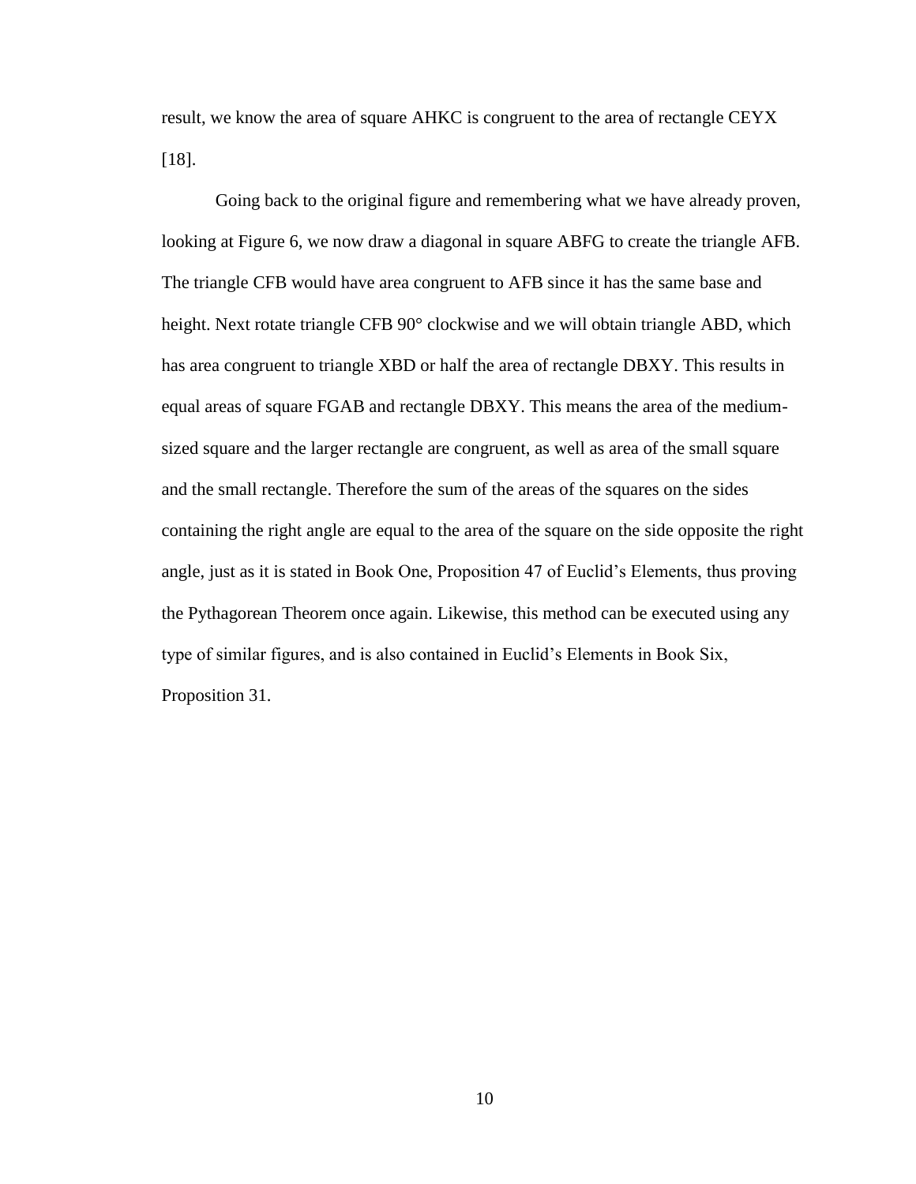result, we know the area of square AHKC is congruent to the area of rectangle CEYX [18].

Going back to the original figure and remembering what we have already proven, looking at Figure 6, we now draw a diagonal in square ABFG to create the triangle AFB. The triangle CFB would have area congruent to AFB since it has the same base and height. Next rotate triangle CFB 90° clockwise and we will obtain triangle ABD, which has area congruent to triangle XBD or half the area of rectangle DBXY. This results in equal areas of square FGAB and rectangle DBXY. This means the area of the medium-sized square and the larger rectangle are congruent, as well as area of the small square and the small rectangle. Therefore the sum of the areas of the squares on the sides containing the right angle are equal to the area of the square on the side opposite the right angle, just as it is stated in Book One, Proposition 47 of Euclid's Elements, thus proving the Pythagorean Theorem once again. Likewise, this method can be executed using any type of similar figures, and is also contained in Euclid's Elements in Book Six, Proposition 31.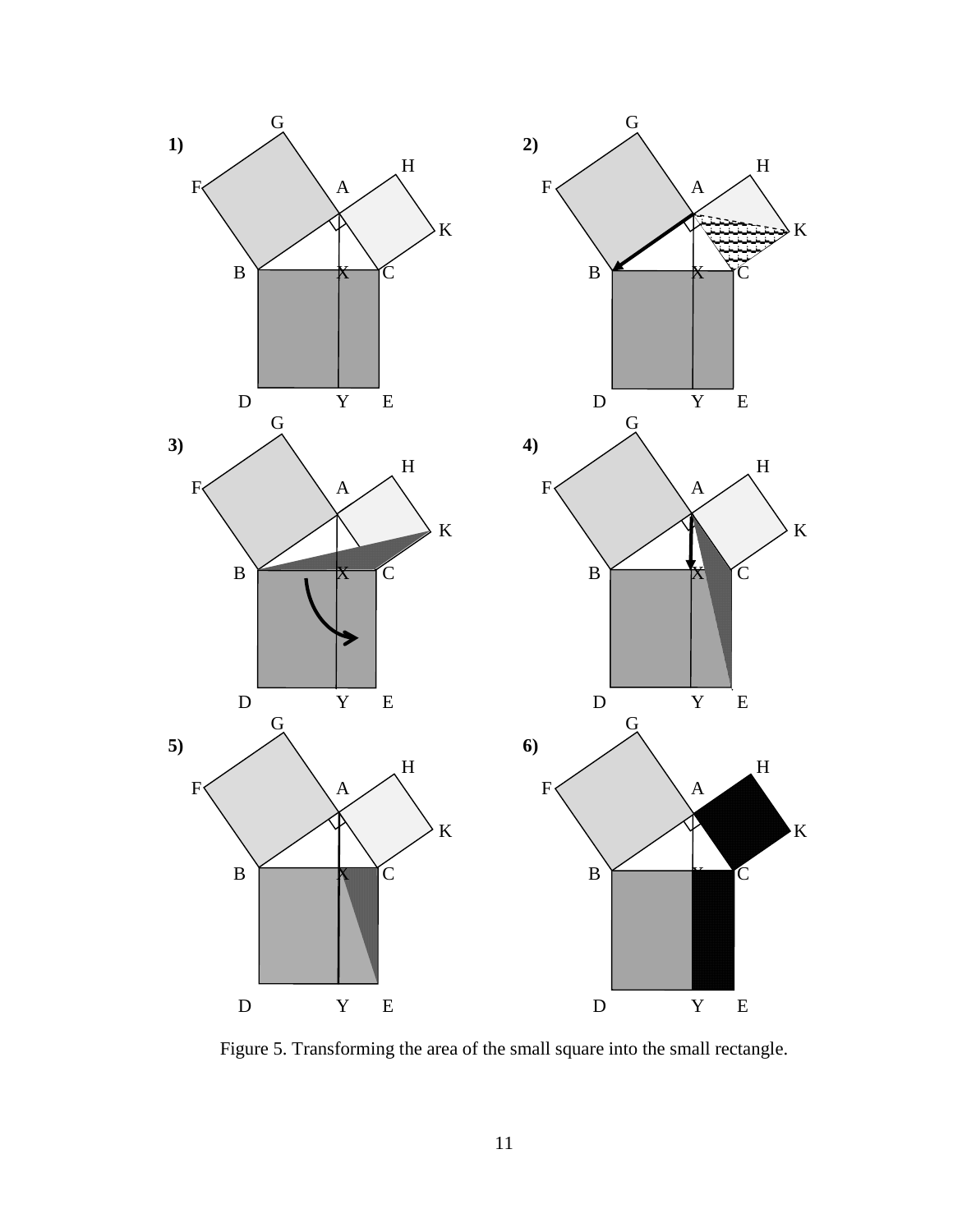Figure 5. Transforming the area of the small square into the small rectangle.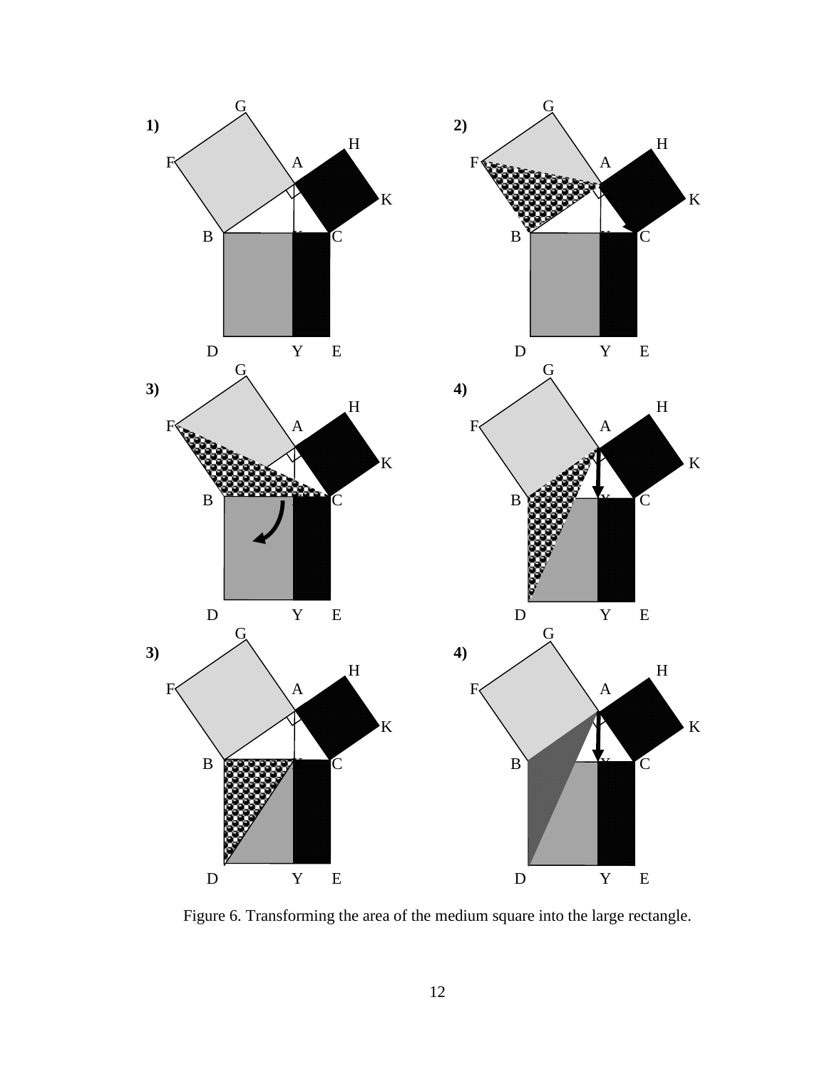Figure 6. Transforming the area of the medium square into the large rectangle.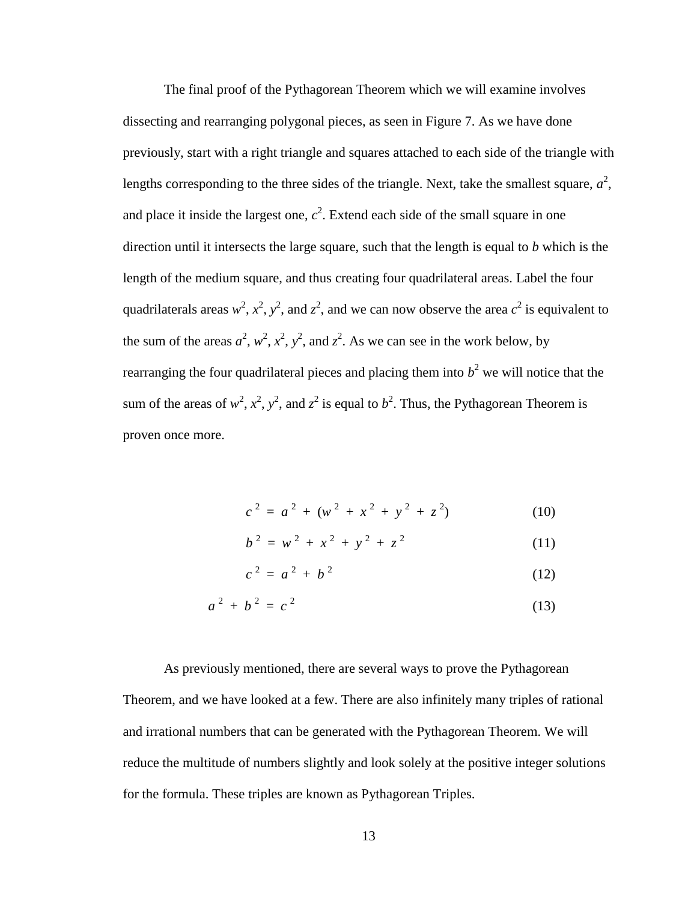The final proof of the Pythagorean Theorem which we will examine involves dissecting and rearranging polygonal pieces, as seen in Figure 7. As we have done previously, start with a right triangle and squares attached to each side of the triangle with lengths corresponding to the three sides of the triangle. Next, take the smallest square, $a^2$, and place it inside the largest one, $c^2$. Extend each side of the small square in one direction until it intersects the large square, such that the length is equal to $b$ which is the length of the medium square, and thus creating four quadrilateral areas. Label the four quadrilaterals areas $w^2$, $x^2$, $y^2$, and $z^2$, and we can now observe the area $c^2$ is equivalent to the sum of the areas $a^2$, $w^2$, $x^2$, $y^2$, and $z^2$. As we can see in the work below, by rearranging the four quadrilateral pieces and placing them into $b^2$ we will notice that the sum of the areas of $w^2$, $x^2$, $y^2$, and $z^2$ is equal to $b^2$. Thus, the Pythagorean Theorem is proven once more.

$$c^2 = a^2 + (w^2 + x^2 + y^2 + z^2) \tag{10}$$

$$b^2 = w^2 + x^2 + y^2 + z^2 \tag{11}$$

$$c^2 = a^2 + b^2 \tag{12}$$

$$a^2 + b^2 = c^2 \tag{13}$$

As previously mentioned, there are several ways to prove the Pythagorean Theorem, and we have looked at a few. There are also infinitely many triples of rational and irrational numbers that can be generated with the Pythagorean Theorem. We will reduce the multitude of numbers slightly and look solely at the positive integer solutions for the formula. These triples are known as Pythagorean Triples.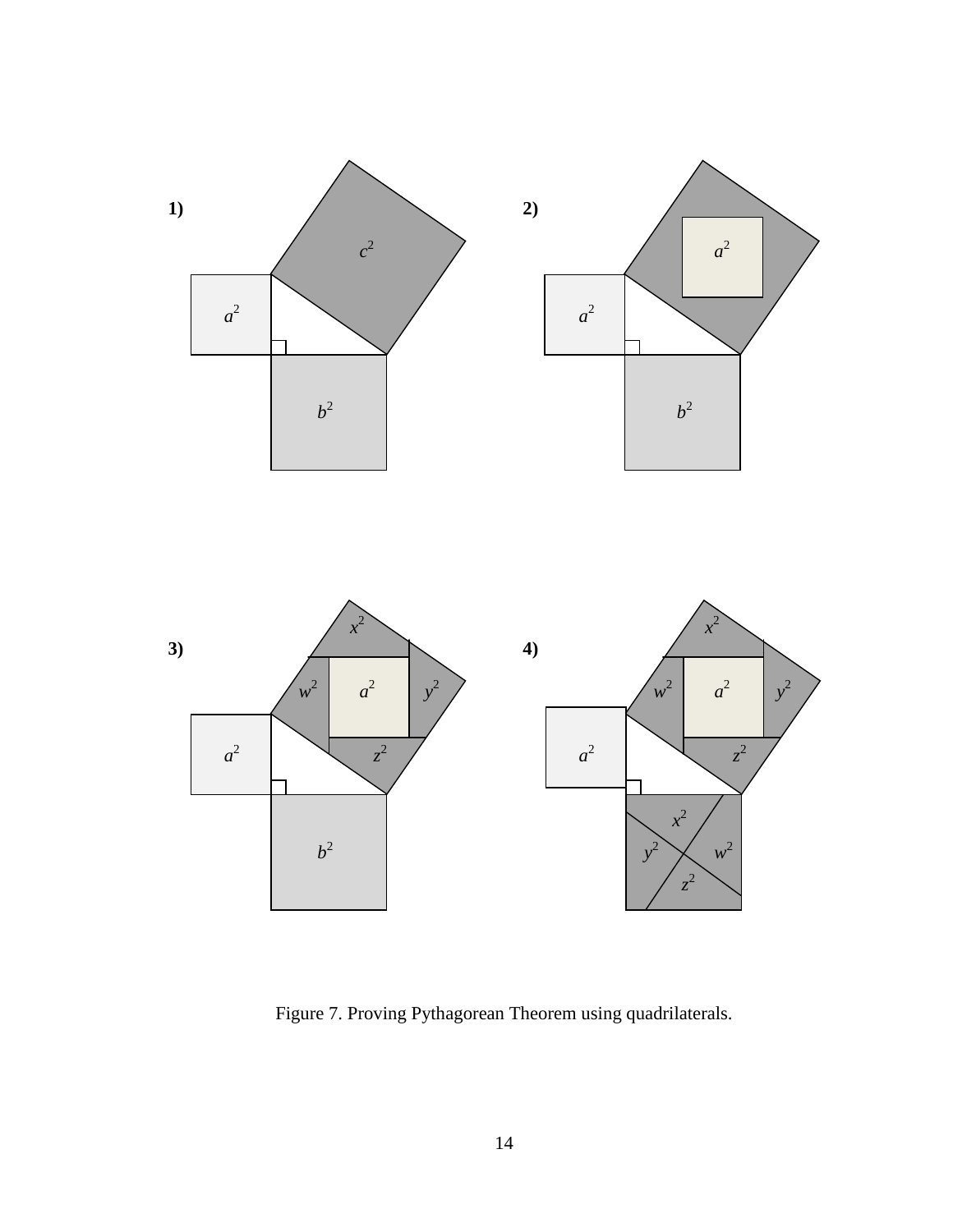Figure 7. Proving Pythagorean Theorem using quadrilaterals.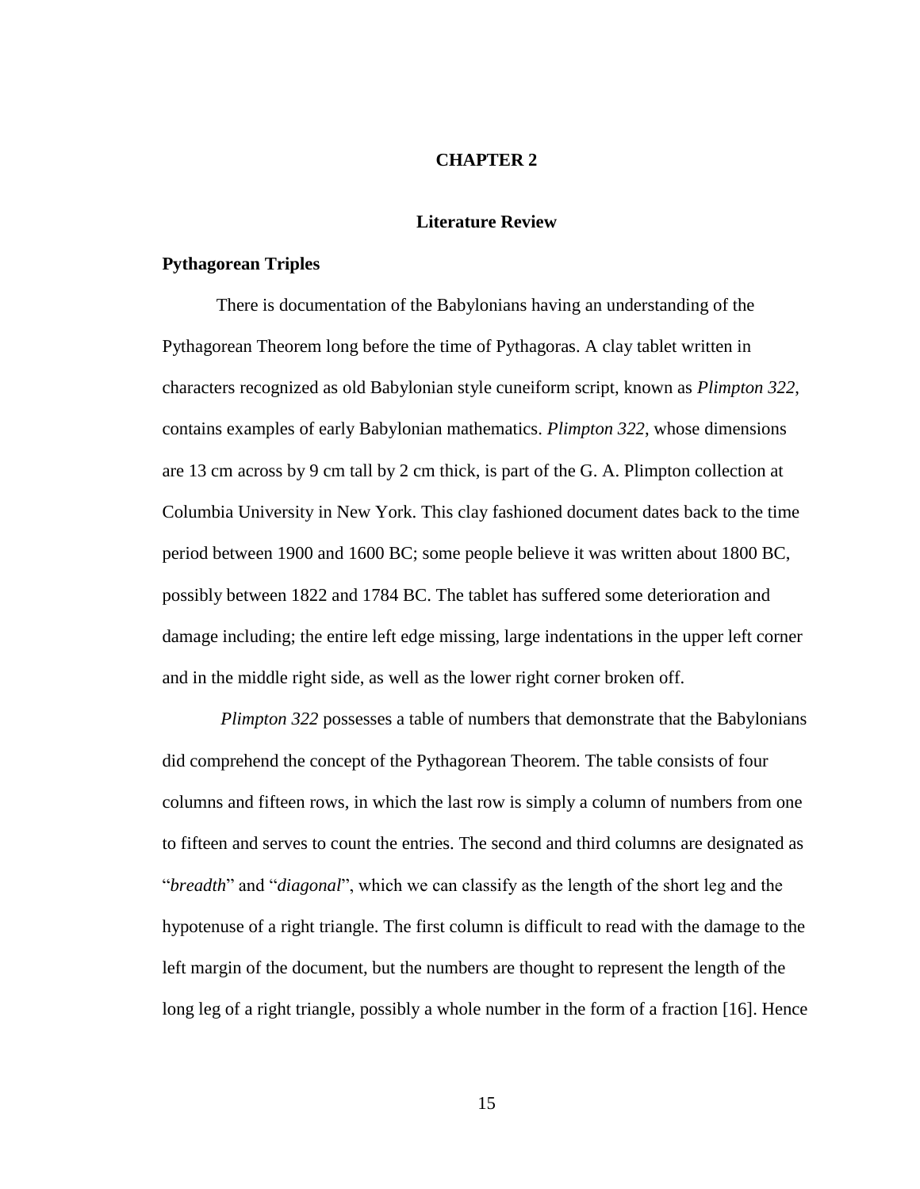# CHAPTER 2

## Literature Review

### Pythagorean Triples

There is documentation of the Babylonians having an understanding of the Pythagorean Theorem long before the time of Pythagoras. A clay tablet written in characters recognized as old Babylonian style cuneiform script, known as *Plimpton 322*, contains examples of early Babylonian mathematics. *Plimpton 322*, whose dimensions are 13 cm across by 9 cm tall by 2 cm thick, is part of the G. A. Plimpton collection at Columbia University in New York. This clay fashioned document dates back to the time period between 1900 and 1600 BC; some people believe it was written about 1800 BC, possibly between 1822 and 1784 BC. The tablet has suffered some deterioration and damage including; the entire left edge missing, large indentations in the upper left corner and in the middle right side, as well as the lower right corner broken off.

*Plimpton 322* possesses a table of numbers that demonstrate that the Babylonians did comprehend the concept of the Pythagorean Theorem. The table consists of four columns and fifteen rows, in which the last row is simply a column of numbers from one to fifteen and serves to count the entries. The second and third columns are designated as "*breadth*" and "*diagonal*", which we can classify as the length of the short leg and the hypotenuse of a right triangle. The first column is difficult to read with the damage to the left margin of the document, but the numbers are thought to represent the length of the long leg of a right triangle, possibly a whole number in the form of a fraction [16]. Hence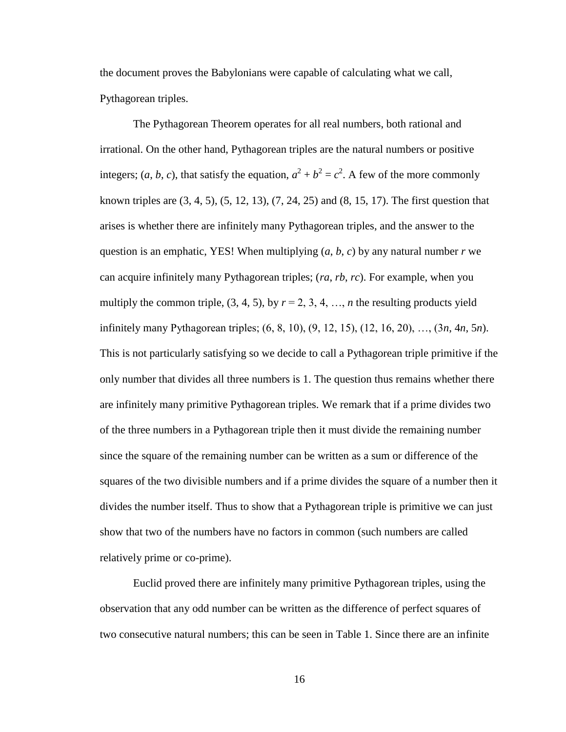the document proves the Babylonians were capable of calculating what we call, Pythagorean triples.

The Pythagorean Theorem operates for all real numbers, both rational and irrational. On the other hand, Pythagorean triples are the natural numbers or positive integers; ($a$, $b$, $c$), that satisfy the equation, $a^2 + b^2 = c^2$. A few of the more commonly known triples are (3, 4, 5), (5, 12, 13), (7, 24, 25) and (8, 15, 17). The first question that arises is whether there are infinitely many Pythagorean triples, and the answer to the question is an emphatic, YES! When multiplying ($a$, $b$, $c$) by any natural number $r$ we can acquire infinitely many Pythagorean triples; ($ra$, $rb$, $rc$). For example, when you multiply the common triple, (3, 4, 5), by $r = 2, 3, 4, \ldots, n$ the resulting products yield infinitely many Pythagorean triples; (6, 8, 10), (9, 12, 15), (12, 16, 20), …, ($3n$, $4n$, $5n$). This is not particularly satisfying so we decide to call a Pythagorean triple primitive if the only number that divides all three numbers is 1. The question thus remains whether there are infinitely many primitive Pythagorean triples. We remark that if a prime divides two of the three numbers in a Pythagorean triple then it must divide the remaining number since the square of the remaining number can be written as a sum or difference of the squares of the two divisible numbers and if a prime divides the square of a number then it divides the number itself. Thus to show that a Pythagorean triple is primitive we can just show that two of the numbers have no factors in common (such numbers are called relatively prime or co-prime).

Euclid proved there are infinitely many primitive Pythagorean triples, using the observation that any odd number can be written as the difference of perfect squares of two consecutive natural numbers; this can be seen in Table 1. Since there are an infinite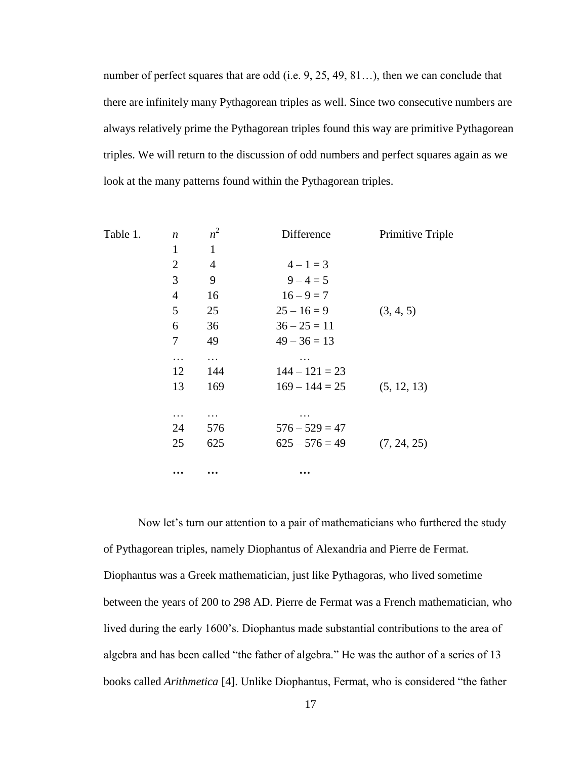number of perfect squares that are odd (i.e. 9, 25, 49, 81…), then we can conclude that there are infinitely many Pythagorean triples as well. Since two consecutive numbers are always relatively prime the Pythagorean triples found this way are primitive Pythagorean triples. We will return to the discussion of odd numbers and perfect squares again as we look at the many patterns found within the Pythagorean triples.

Table 1.

| $n$ | $n^2$ | Difference | Primitive Triple |
|---|---|---|---|
| 1 | 1 | | |
| 2 | 4 | $4 – 1 = 3$ | |
| 3 | 9 | $9 – 4 = 5$ | |
| 4 | 16 | $16 – 9 = 7$ | |
| 5 | 25 | $25 – 16 = 9$ | (3, 4, 5) |
| 6 | 36 | $36 – 25 = 11$ | |
| 7 | 49 | $49 – 36 = 13$ | |
| … | … | … | |
| 12 | 144 | $144 – 121 = 23$ | |
| 13 | 169 | $169 – 144 = 25$ | (5, 12, 13) |
| … | … | … | |
| 24 | 576 | $576 – 529 = 47$ | |
| 25 | 625 | $625 – 576 = 49$ | (7, 24, 25) |
| **…** | **…** | **…** | |

Now let's turn our attention to a pair of mathematicians who furthered the study of Pythagorean triples, namely Diophantus of Alexandria and Pierre de Fermat. Diophantus was a Greek mathematician, just like Pythagoras, who lived sometime between the years of 200 to 298 AD. Pierre de Fermat was a French mathematician, who lived during the early 1600's. Diophantus made substantial contributions to the area of algebra and has been called "the father of algebra." He was the author of a series of 13 books called *Arithmetica* [4]. Unlike Diophantus, Fermat, who is considered "the father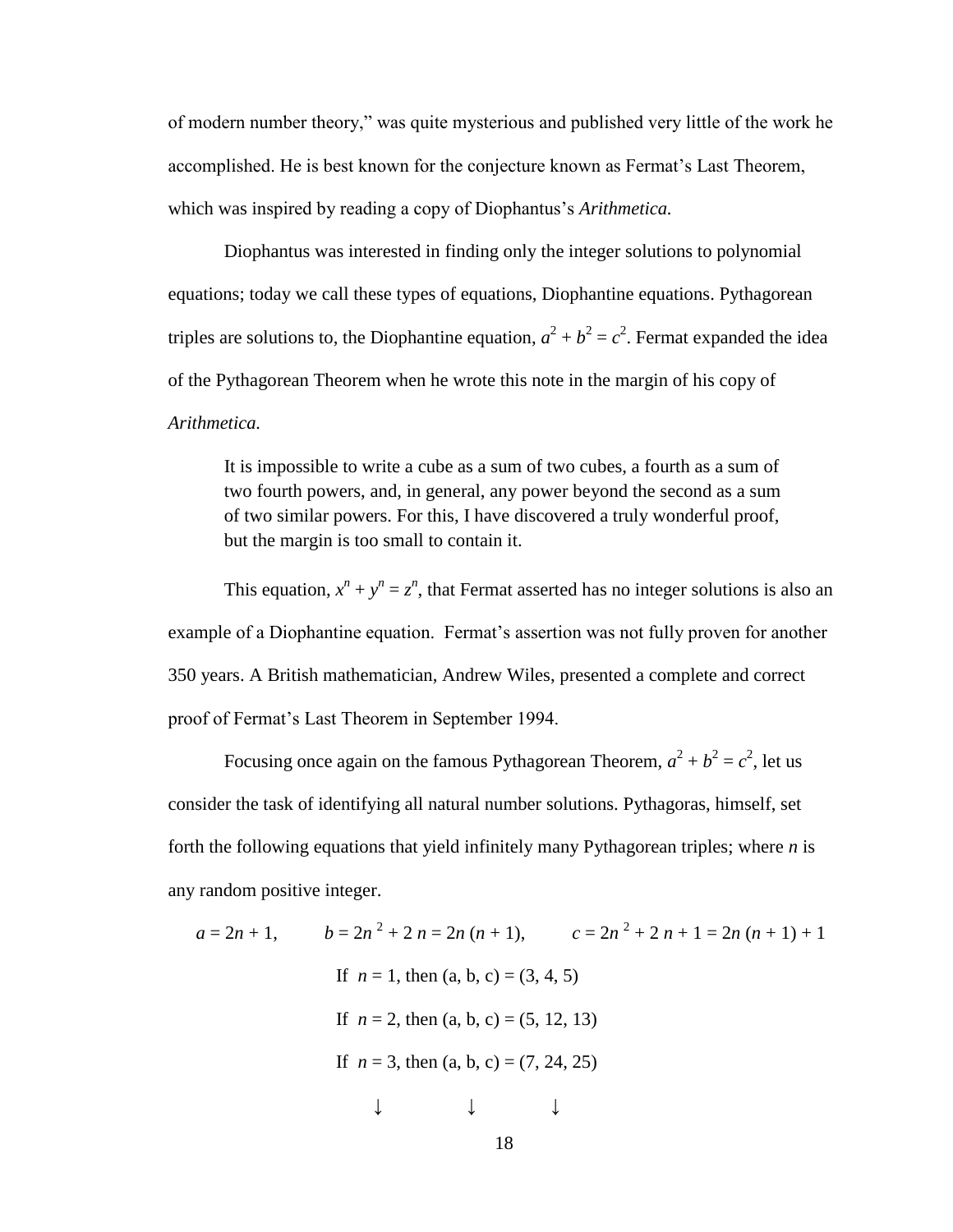of modern number theory," was quite mysterious and published very little of the work he accomplished. He is best known for the conjecture known as Fermat's Last Theorem, which was inspired by reading a copy of Diophantus's *Arithmetica.*

Diophantus was interested in finding only the integer solutions to polynomial equations; today we call these types of equations, Diophantine equations. Pythagorean triples are solutions to, the Diophantine equation, $a^2 + b^2 = c^2$. Fermat expanded the idea of the Pythagorean Theorem when he wrote this note in the margin of his copy of *Arithmetica.*

> It is impossible to write a cube as a sum of two cubes, a fourth as a sum of two fourth powers, and, in general, any power beyond the second as a sum of two similar powers. For this, I have discovered a truly wonderful proof, but the margin is too small to contain it.

This equation, $x^n + y^n = z^n$, that Fermat asserted has no integer solutions is also an example of a Diophantine equation. Fermat's assertion was not fully proven for another 350 years. A British mathematician, Andrew Wiles, presented a complete and correct proof of Fermat's Last Theorem in September 1994.

Focusing once again on the famous Pythagorean Theorem, $a^2 + b^2 = c^2$, let us consider the task of identifying all natural number solutions. Pythagoras, himself, set forth the following equations that yield infinitely many Pythagorean triples; where $n$ is any random positive integer.

$$a = 2n + 1, \qquad b = 2n^2 + 2n = 2n(n + 1), \qquad c = 2n^2 + 2n + 1 = 2n(n + 1) + 1$$

If $n = 1$, then (a, b, c) = (3, 4, 5)

If $n = 2$, then (a, b, c) = (5, 12, 13)

If $n = 3$, then (a, b, c) = (7, 24, 25)

↓ ↓ ↓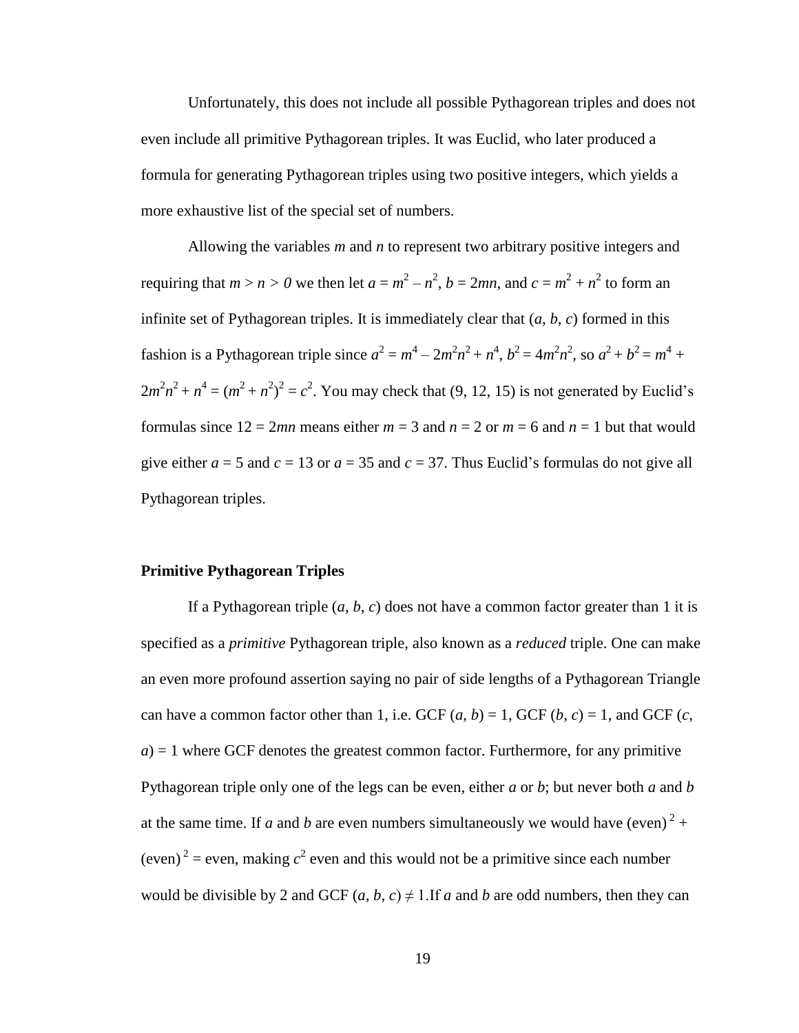Unfortunately, this does not include all possible Pythagorean triples and does not even include all primitive Pythagorean triples. It was Euclid, who later produced a formula for generating Pythagorean triples using two positive integers, which yields a more exhaustive list of the special set of numbers.

Allowing the variables $m$ and $n$ to represent two arbitrary positive integers and requiring that $m > n > 0$ we then let $a = m^2 - n^2$, $b = 2mn$, and $c = m^2 + n^2$ to form an infinite set of Pythagorean triples. It is immediately clear that $(a, b, c)$ formed in this fashion is a Pythagorean triple since $a^2 = m^4 - 2m^2n^2 + n^4$, $b^2 = 4m^2n^2$, so $a^2 + b^2 = m^4 + 2m^2n^2 + n^4 = (m^2 + n^2)^2 = c^2$. You may check that (9, 12, 15) is not generated by Euclid's formulas since $12 = 2mn$ means either $m = 3$ and $n = 2$ or $m = 6$ and $n = 1$ but that would give either $a = 5$ and $c = 13$ or $a = 35$ and $c = 37$. Thus Euclid's formulas do not give all Pythagorean triples.

**Primitive Pythagorean Triples**

If a Pythagorean triple $(a, b, c)$ does not have a common factor greater than 1 it is specified as a *primitive* Pythagorean triple, also known as a *reduced* triple. One can make an even more profound assertion saying no pair of side lengths of a Pythagorean Triangle can have a common factor other than 1, i.e. GCF $(a, b) = 1$, GCF $(b, c) = 1$, and GCF $(c, a) = 1$ where GCF denotes the greatest common factor. Furthermore, for any primitive Pythagorean triple only one of the legs can be even, either $a$ or $b$; but never both $a$ and $b$ at the same time. If $a$ and $b$ are even numbers simultaneously we would have $(\text{even})^2 + (\text{even})^2 = \text{even}$, making $c^2$ even and this would not be a primitive since each number would be divisible by 2 and GCF $(a, b, c) \neq 1$. If $a$ and $b$ are odd numbers, then they can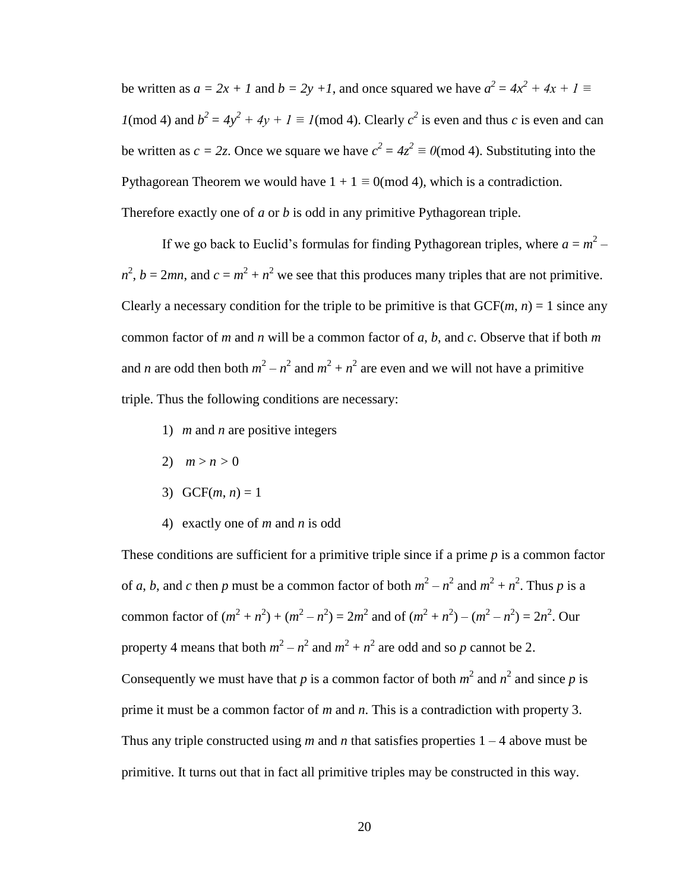be written as $a = 2x + 1$ and $b = 2y + 1$, and once squared we have $a^2 = 4x^2 + 4x + 1 \equiv 1 \pmod 4$ and $b^2 = 4y^2 + 4y + 1 \equiv 1 \pmod 4$. Clearly $c^2$ is even and thus $c$ is even and can be written as $c = 2z$. Once we square we have $c^2 = 4z^2 \equiv 0 \pmod 4$. Substituting into the Pythagorean Theorem we would have $1 + 1 \equiv 0 \pmod 4$, which is a contradiction. Therefore exactly one of $a$ or $b$ is odd in any primitive Pythagorean triple.

If we go back to Euclid's formulas for finding Pythagorean triples, where $a = m^2 - n^2$, $b = 2mn$, and $c = m^2 + n^2$ we see that this produces many triples that are not primitive. Clearly a necessary condition for the triple to be primitive is that $\text{GCF}(m, n) = 1$ since any common factor of $m$ and $n$ will be a common factor of $a$, $b$, and $c$. Observe that if both $m$ and $n$ are odd then both $m^2 - n^2$ and $m^2 + n^2$ are even and we will not have a primitive triple. Thus the following conditions are necessary:

1) $m$ and $n$ are positive integers
2) $m > n > 0$
3) $\text{GCF}(m, n) = 1$
4) exactly one of $m$ and $n$ is odd

These conditions are sufficient for a primitive triple since if a prime $p$ is a common factor of $a$, $b$, and $c$ then $p$ must be a common factor of both $m^2 - n^2$ and $m^2 + n^2$. Thus $p$ is a common factor of $(m^2 + n^2) + (m^2 - n^2) = 2m^2$ and of $(m^2 + n^2) - (m^2 - n^2) = 2n^2$. Our property 4 means that both $m^2 - n^2$ and $m^2 + n^2$ are odd and so $p$ cannot be 2. Consequently we must have that $p$ is a common factor of both $m^2$ and $n^2$ and since $p$ is prime it must be a common factor of $m$ and $n$. This is a contradiction with property 3. Thus any triple constructed using $m$ and $n$ that satisfies properties 1 – 4 above must be primitive. It turns out that in fact all primitive triples may be constructed in this way.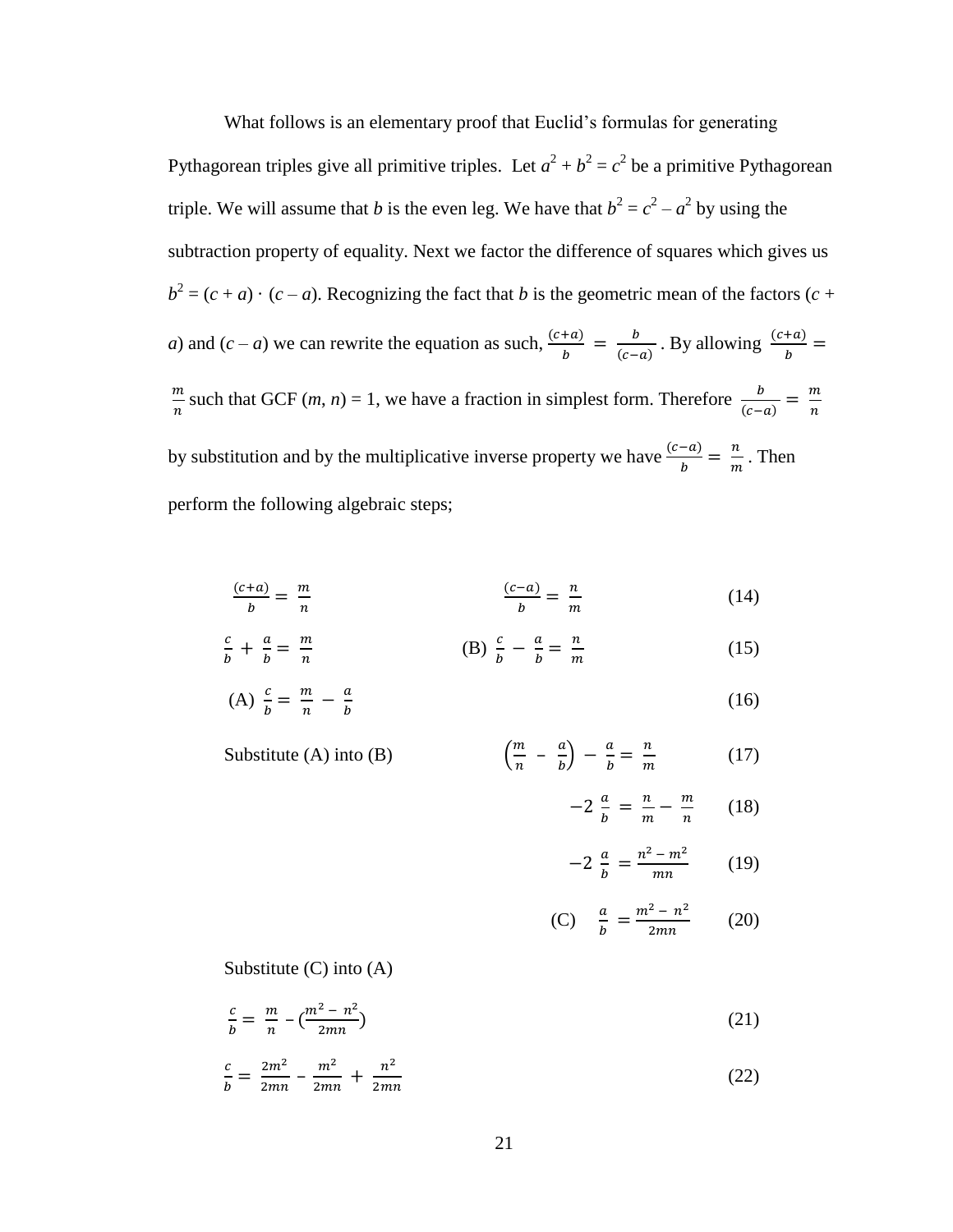What follows is an elementary proof that Euclid's formulas for generating Pythagorean triples give all primitive triples. Let $a^2 + b^2 = c^2$ be a primitive Pythagorean triple. We will assume that $b$ is the even leg. We have that $b^2 = c^2 - a^2$ by using the subtraction property of equality. Next we factor the difference of squares which gives us $b^2 = (c + a) \cdot (c - a)$. Recognizing the fact that $b$ is the geometric mean of the factors $(c + a)$ and $(c - a)$ we can rewrite the equation as such, $\frac{(c+a)}{b} = \frac{b}{(c-a)}$. By allowing $\frac{(c+a)}{b} = \frac{m}{n}$ such that GCF $(m, n) = 1$, we have a fraction in simplest form. Therefore $\frac{b}{(c-a)} = \frac{m}{n}$ by substitution and by the multiplicative inverse property we have $\frac{(c-a)}{b} = \frac{n}{m}$. Then perform the following algebraic steps;

$$\frac{(c+a)}{b} = \frac{m}{n} \qquad\qquad \frac{(c-a)}{b} = \frac{n}{m} \tag{14}$$

$$\frac{c}{b} + \frac{a}{b} = \frac{m}{n} \qquad\qquad \text{(B)}\ \frac{c}{b} - \frac{a}{b} = \frac{n}{m} \tag{15}$$

$$\text{(A)}\ \frac{c}{b} = \frac{m}{n} - \frac{a}{b} \tag{16}$$

Substitute (A) into (B)

$$\left(\frac{m}{n} - \frac{a}{b}\right) - \frac{a}{b} = \frac{n}{m} \tag{17}$$

$$-2\ \frac{a}{b} = \frac{n}{m} - \frac{m}{n} \tag{18}$$

$$-2\ \frac{a}{b} = \frac{n^2 - m^2}{mn} \tag{19}$$

$$\text{(C)}\quad \frac{a}{b} = \frac{m^2 - n^2}{2mn} \tag{20}$$

Substitute (C) into (A)

$$\frac{c}{b} = \frac{m}{n} - \left(\frac{m^2 - n^2}{2mn}\right) \tag{21}$$

$$\frac{c}{b} = \frac{2m^2}{2mn} - \frac{m^2}{2mn} + \frac{n^2}{2mn} \tag{22}$$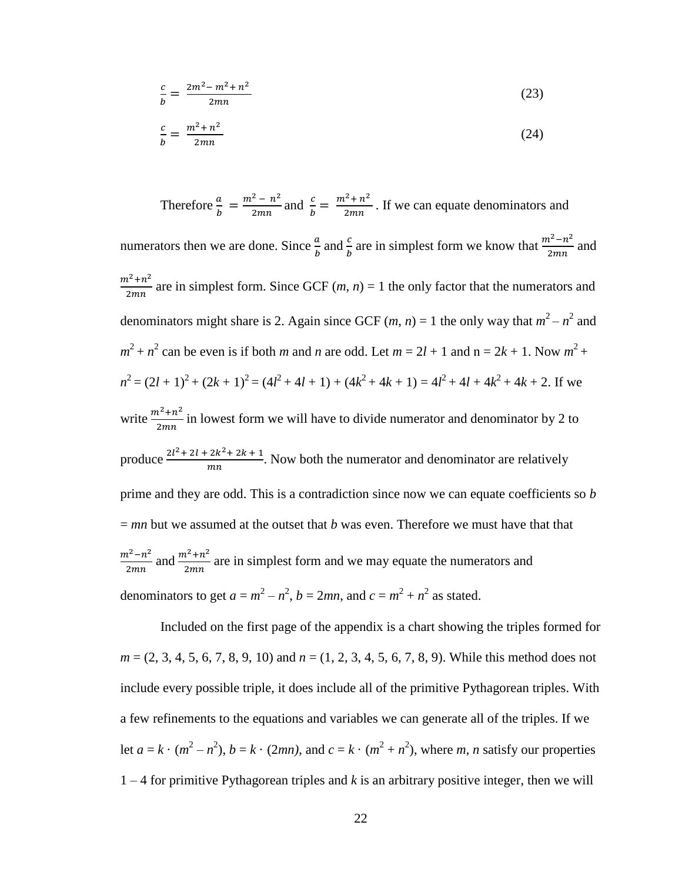$$\frac{c}{b} = \frac{2m^2 - m^2 + n^2}{2mn} \tag{23}$$

$$\frac{c}{b} = \frac{m^2 + n^2}{2mn} \tag{24}$$

Therefore $\frac{a}{b} = \frac{m^2 - n^2}{2mn}$ and $\frac{c}{b} = \frac{m^2 + n^2}{2mn}$. If we can equate denominators and numerators then we are done. Since $\frac{a}{b}$ and $\frac{c}{b}$ are in simplest form we know that $\frac{m^2 - n^2}{2mn}$ and $\frac{m^2 + n^2}{2mn}$ are in simplest form. Since GCF $(m, n) = 1$ the only factor that the numerators and denominators might share is 2. Again since GCF $(m, n) = 1$ the only way that $m^2 - n^2$ and $m^2 + n^2$ can be even is if both $m$ and $n$ are odd. Let $m = 2l + 1$ and $n = 2k + 1$. Now $m^2 + n^2 = (2l + 1)^2 + (2k + 1)^2 = (4l^2 + 4l + 1) + (4k^2 + 4k + 1) = 4l^2 + 4l + 4k^2 + 4k + 2$. If we write $\frac{m^2 + n^2}{2mn}$ in lowest form we will have to divide numerator and denominator by 2 to produce $\frac{2l^2 + 2l + 2k^2 + 2k + 1}{mn}$. Now both the numerator and denominator are relatively prime and they are odd. This is a contradiction since now we can equate coefficients so $b = mn$ but we assumed at the outset that $b$ was even. Therefore we must have that that $\frac{m^2 - n^2}{2mn}$ and $\frac{m^2 + n^2}{2mn}$ are in simplest form and we may equate the numerators and denominators to get $a = m^2 - n^2$, $b = 2mn$, and $c = m^2 + n^2$ as stated.

Included on the first page of the appendix is a chart showing the triples formed for $m = (2, 3, 4, 5, 6, 7, 8, 9, 10)$ and $n = (1, 2, 3, 4, 5, 6, 7, 8, 9)$. While this method does not include every possible triple, it does include all of the primitive Pythagorean triples. With a few refinements to the equations and variables we can generate all of the triples. If we let $a = k \cdot (m^2 - n^2)$, $b = k \cdot (2mn)$, and $c = k \cdot (m^2 + n^2)$, where $m$, $n$ satisfy our properties 1 – 4 for primitive Pythagorean triples and $k$ is an arbitrary positive integer, then we will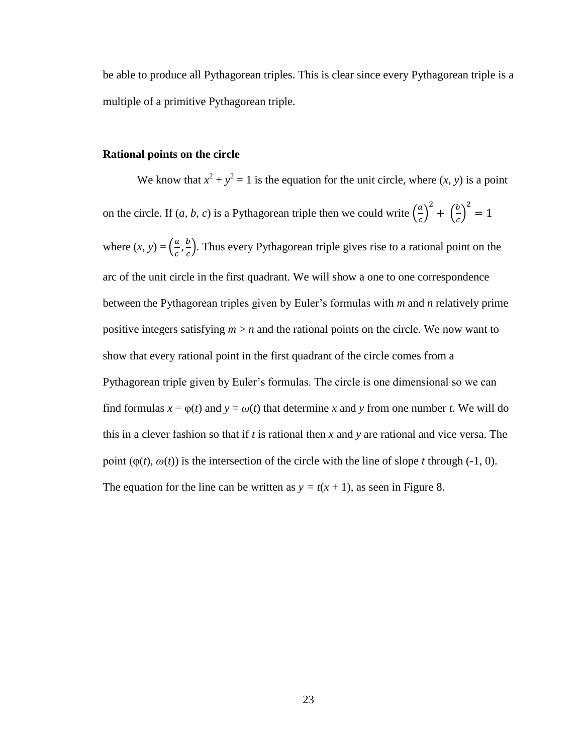be able to produce all Pythagorean triples. This is clear since every Pythagorean triple is a multiple of a primitive Pythagorean triple.

**Rational points on the circle**

We know that $x^2 + y^2 = 1$ is the equation for the unit circle, where $(x, y)$ is a point on the circle. If $(a, b, c)$ is a Pythagorean triple then we could write $\left(\frac{a}{c}\right)^2 + \left(\frac{b}{c}\right)^2 = 1$ where $(x, y) = \left(\frac{a}{c}, \frac{b}{c}\right)$. Thus every Pythagorean triple gives rise to a rational point on the arc of the unit circle in the first quadrant. We will show a one to one correspondence between the Pythagorean triples given by Euler's formulas with $m$ and $n$ relatively prime positive integers satisfying $m > n$ and the rational points on the circle. We now want to show that every rational point in the first quadrant of the circle comes from a Pythagorean triple given by Euler's formulas. The circle is one dimensional so we can find formulas $x = \varphi(t)$ and $y = \omega(t)$ that determine $x$ and $y$ from one number $t$. We will do this in a clever fashion so that if $t$ is rational then $x$ and $y$ are rational and vice versa. The point $(\varphi(t), \omega(t))$ is the intersection of the circle with the line of slope $t$ through $(-1, 0)$. The equation for the line can be written as $y = t(x + 1)$, as seen in Figure 8.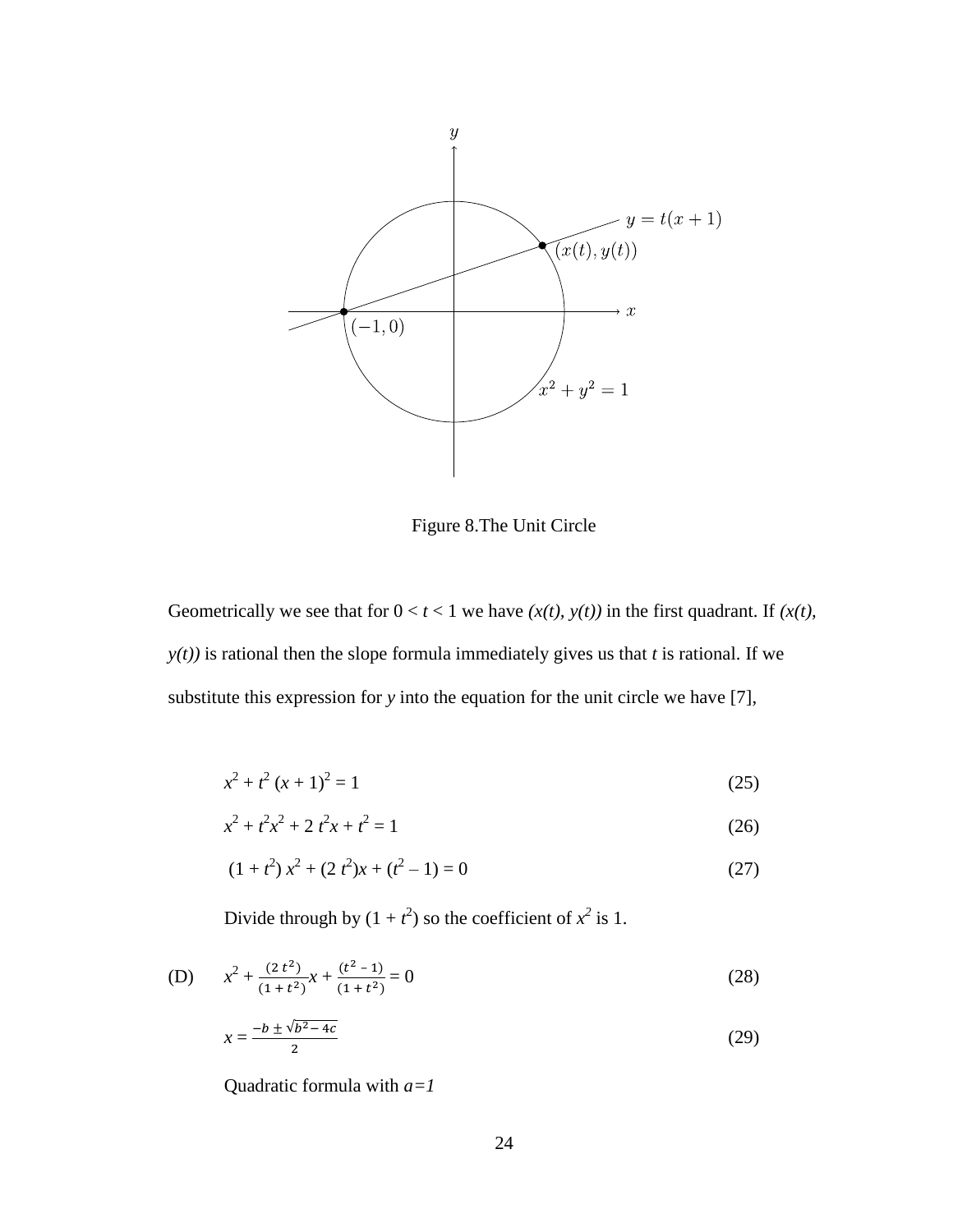Figure 8.The Unit Circle

Geometrically we see that for $0 < t < 1$ we have *(x(t), y(t))* in the first quadrant. If *(x(t), y(t))* is rational then the slope formula immediately gives us that *t* is rational. If we substitute this expression for *y* into the equation for the unit circle we have [7],

$$x^2 + t^2 (x + 1)^2 = 1 \tag{25}$$

$$x^2 + t^2x^2 + 2\,t^2x + t^2 = 1 \tag{26}$$

$$(1 + t^2)\, x^2 + (2\,t^2)x + (t^2 - 1) = 0 \tag{27}$$

Divide through by $(1 + t^2)$ so the coefficient of $x^2$ is 1.

(D) $$x^2 + \frac{(2\,t^2)}{(1 + t^2)}x + \frac{(t^2 - 1)}{(1 + t^2)} = 0 \tag{28}$$

$$x = \frac{-b \pm \sqrt{b^2 - 4c}}{2} \tag{29}$$

Quadratic formula with *a=1*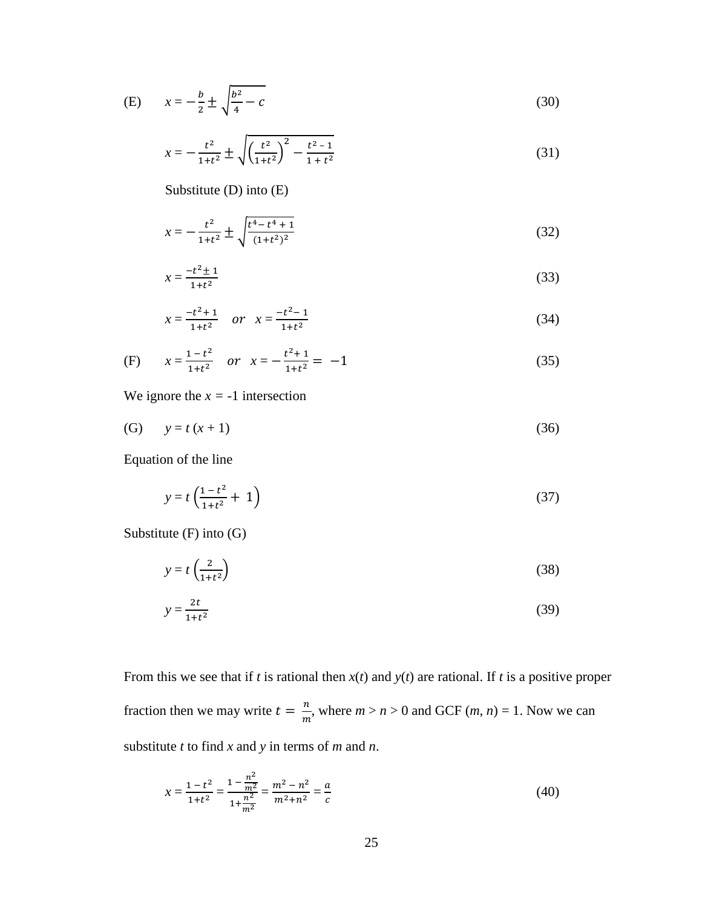(E) $$x = -\frac{b}{2} \pm \sqrt{\frac{b^2}{4} - c} \tag{30}$$

$$x = -\frac{t^2}{1+t^2} \pm \sqrt{\left(\frac{t^2}{1+t^2}\right)^2 - \frac{t^2 - 1}{1 + t^2}} \tag{31}$$

Substitute (D) into (E)

$$x = -\frac{t^2}{1+t^2} \pm \sqrt{\frac{t^4 - t^4 + 1}{(1+t^2)^2}} \tag{32}$$

$$x = \frac{-t^2 \pm 1}{1+t^2} \tag{33}$$

$$x = \frac{-t^2 + 1}{1+t^2} \quad or \quad x = \frac{-t^2 - 1}{1+t^2} \tag{34}$$

(F) $$x = \frac{1 - t^2}{1+t^2} \quad or \quad x = -\frac{t^2 + 1}{1+t^2} = -1 \tag{35}$$

We ignore the $x = -1$ intersection

(G) $$y = t\,(x + 1) \tag{36}$$

Equation of the line

$$y = t\left(\frac{1 - t^2}{1+t^2} + 1\right) \tag{37}$$

Substitute (F) into (G)

$$y = t\left(\frac{2}{1+t^2}\right) \tag{38}$$

$$y = \frac{2t}{1+t^2} \tag{39}$$

From this we see that if $t$ is rational then $x(t)$ and $y(t)$ are rational. If $t$ is a positive proper fraction then we may write $t = \frac{n}{m}$, where $m > n > 0$ and GCF $(m, n) = 1$. Now we can substitute $t$ to find $x$ and $y$ in terms of $m$ and $n$.

$$x = \frac{1 - t^2}{1+t^2} = \frac{1 - \frac{n^2}{m^2}}{1 + \frac{n^2}{m^2}} = \frac{m^2 - n^2}{m^2 + n^2} = \frac{a}{c} \tag{40}$$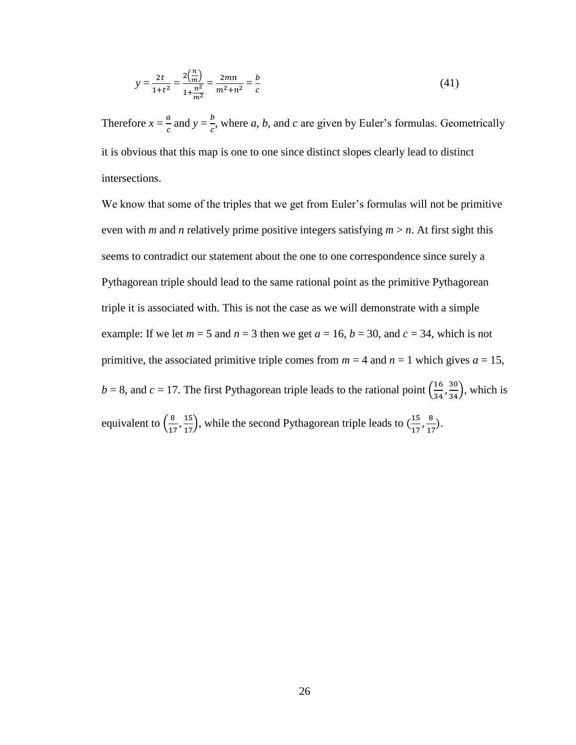$$y = \frac{2t}{1+t^2} = \frac{2\left(\frac{n}{m}\right)}{1+\frac{n^2}{m^2}} = \frac{2mn}{m^2+n^2} = \frac{b}{c} \tag{41}$$

Therefore $x = \frac{a}{c}$ and $y = \frac{b}{c}$, where $a$, $b$, and $c$ are given by Euler's formulas. Geometrically it is obvious that this map is one to one since distinct slopes clearly lead to distinct intersections.

We know that some of the triples that we get from Euler's formulas will not be primitive even with $m$ and $n$ relatively prime positive integers satisfying $m > n$. At first sight this seems to contradict our statement about the one to one correspondence since surely a Pythagorean triple should lead to the same rational point as the primitive Pythagorean triple it is associated with. This is not the case as we will demonstrate with a simple example: If we let $m = 5$ and $n = 3$ then we get $a = 16$, $b = 30$, and $c = 34$, which is not primitive, the associated primitive triple comes from $m = 4$ and $n = 1$ which gives $a = 15$, $b = 8$, and $c = 17$. The first Pythagorean triple leads to the rational point $\left(\frac{16}{34}, \frac{30}{34}\right)$, which is equivalent to $\left(\frac{8}{17}, \frac{15}{17}\right)$, while the second Pythagorean triple leads to $\left(\frac{15}{17}, \frac{8}{17}\right)$.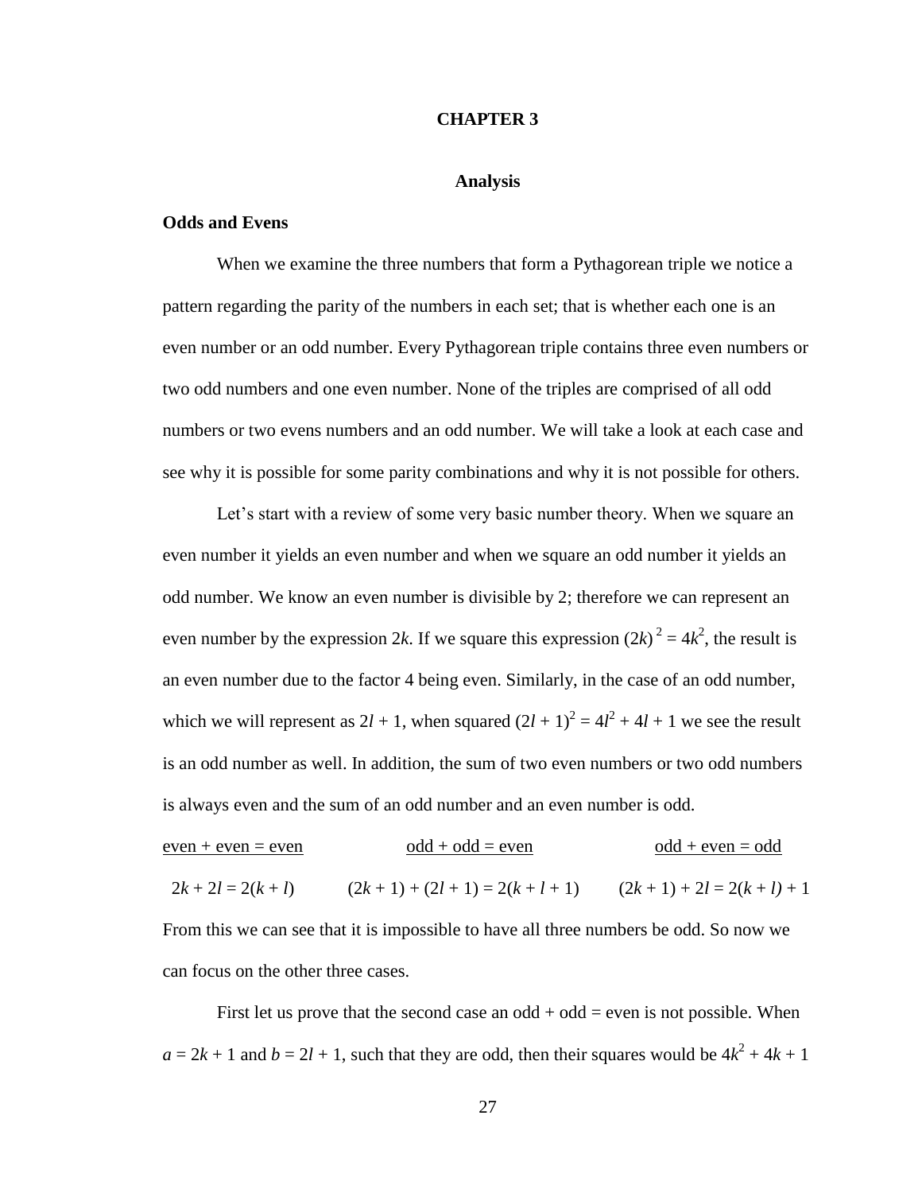# CHAPTER 3

## Analysis

### Odds and Evens

When we examine the three numbers that form a Pythagorean triple we notice a pattern regarding the parity of the numbers in each set; that is whether each one is an even number or an odd number. Every Pythagorean triple contains three even numbers or two odd numbers and one even number. None of the triples are comprised of all odd numbers or two evens numbers and an odd number. We will take a look at each case and see why it is possible for some parity combinations and why it is not possible for others.

Let's start with a review of some very basic number theory. When we square an even number it yields an even number and when we square an odd number it yields an odd number. We know an even number is divisible by 2; therefore we can represent an even number by the expression $2k$. If we square this expression $(2k)^2 = 4k^2$, the result is an even number due to the factor 4 being even. Similarly, in the case of an odd number, which we will represent as $2l + 1$, when squared $(2l + 1)^2 = 4l^2 + 4l + 1$ we see the result is an odd number as well. In addition, the sum of two even numbers or two odd numbers is always even and the sum of an odd number and an even number is odd.

| <u>even + even = even</u> | <u>odd + odd = even</u> | <u>odd + even = odd</u> |
|---|---|---|
| $2k + 2l = 2(k + l)$ | $(2k + 1) + (2l + 1) = 2(k + l + 1)$ | $(2k + 1) + 2l = 2(k + l) + 1$ |

From this we can see that it is impossible to have all three numbers be odd. So now we can focus on the other three cases.

First let us prove that the second case an odd + odd = even is not possible. When $a = 2k + 1$ and $b = 2l + 1$, such that they are odd, then their squares would be $4k^2 + 4k + 1$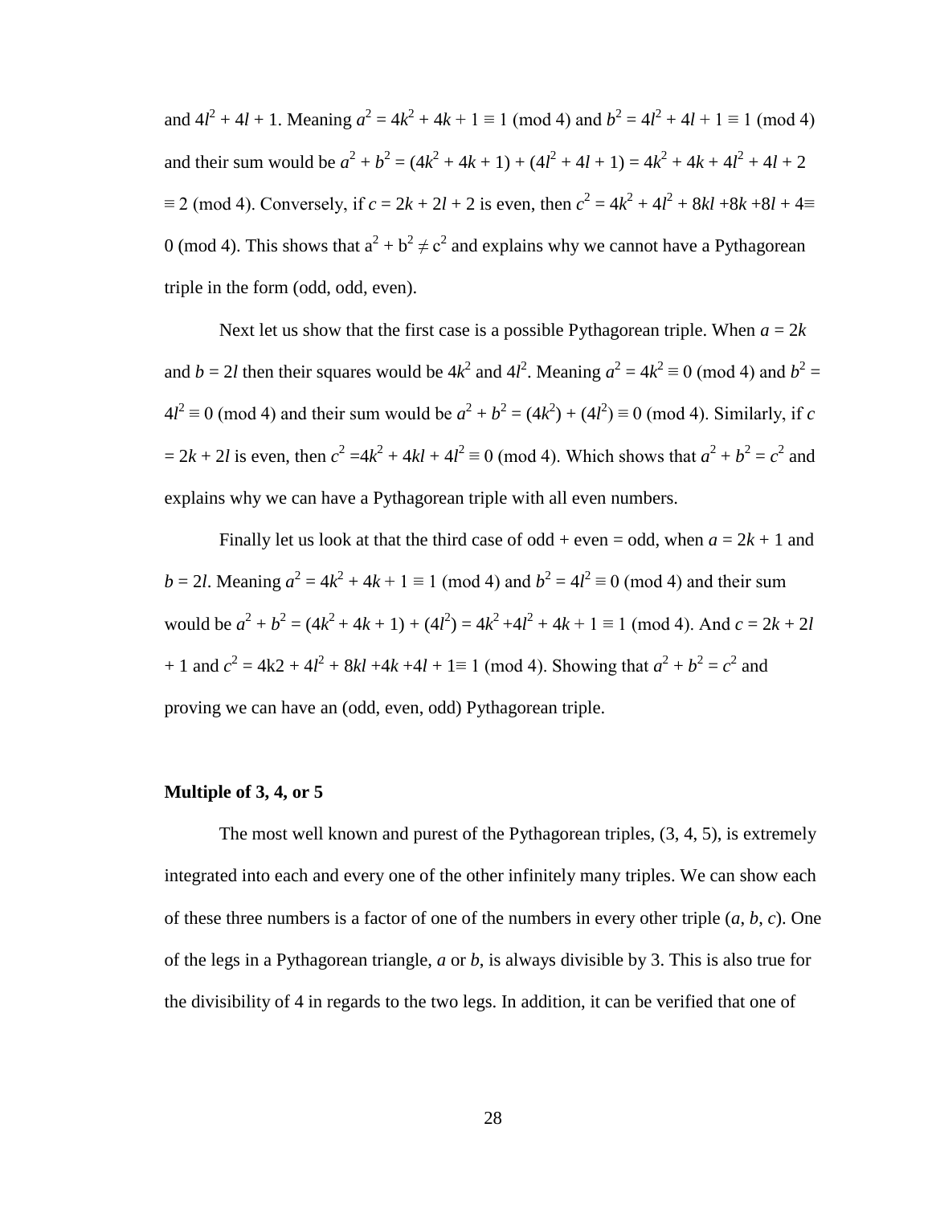and $4l^2 + 4l + 1$. Meaning $a^2 = 4k^2 + 4k + 1 \equiv 1 \pmod 4$ and $b^2 = 4l^2 + 4l + 1 \equiv 1 \pmod 4$ and their sum would be $a^2 + b^2 = (4k^2 + 4k + 1) + (4l^2 + 4l + 1) = 4k^2 + 4k + 4l^2 + 4l + 2 \equiv 2 \pmod 4$. Conversely, if $c = 2k + 2l + 2$ is even, then $c^2 = 4k^2 + 4l^2 + 8kl + 8k + 8l + 4 \equiv 0 \pmod 4$. This shows that $a^2 + b^2 \neq c^2$ and explains why we cannot have a Pythagorean triple in the form (odd, odd, even).

Next let us show that the first case is a possible Pythagorean triple. When $a = 2k$ and $b = 2l$ then their squares would be $4k^2$ and $4l^2$. Meaning $a^2 = 4k^2 \equiv 0 \pmod 4$ and $b^2 = 4l^2 \equiv 0 \pmod 4$ and their sum would be $a^2 + b^2 = (4k^2) + (4l^2) \equiv 0 \pmod 4$. Similarly, if $c = 2k + 2l$ is even, then $c^2 = 4k^2 + 4kl + 4l^2 \equiv 0 \pmod 4$. Which shows that $a^2 + b^2 = c^2$ and explains why we can have a Pythagorean triple with all even numbers.

Finally let us look at that the third case of odd + even = odd, when $a = 2k + 1$ and $b = 2l$. Meaning $a^2 = 4k^2 + 4k + 1 \equiv 1 \pmod 4$ and $b^2 = 4l^2 \equiv 0 \pmod 4$ and their sum would be $a^2 + b^2 = (4k^2 + 4k + 1) + (4l^2) = 4k^2 + 4l^2 + 4k + 1 \equiv 1 \pmod 4$. And $c = 2k + 2l + 1$ and $c^2 = 4k2 + 4l^2 + 8kl + 4k + 4l + 1 \equiv 1 \pmod 4$. Showing that $a^2 + b^2 = c^2$ and proving we can have an (odd, even, odd) Pythagorean triple.

**Multiple of 3, 4, or 5**

The most well known and purest of the Pythagorean triples, (3, 4, 5), is extremely integrated into each and every one of the other infinitely many triples. We can show each of these three numbers is a factor of one of the numbers in every other triple ($a$, $b$, $c$). One of the legs in a Pythagorean triangle, $a$ or $b$, is always divisible by 3. This is also true for the divisibility of 4 in regards to the two legs. In addition, it can be verified that one of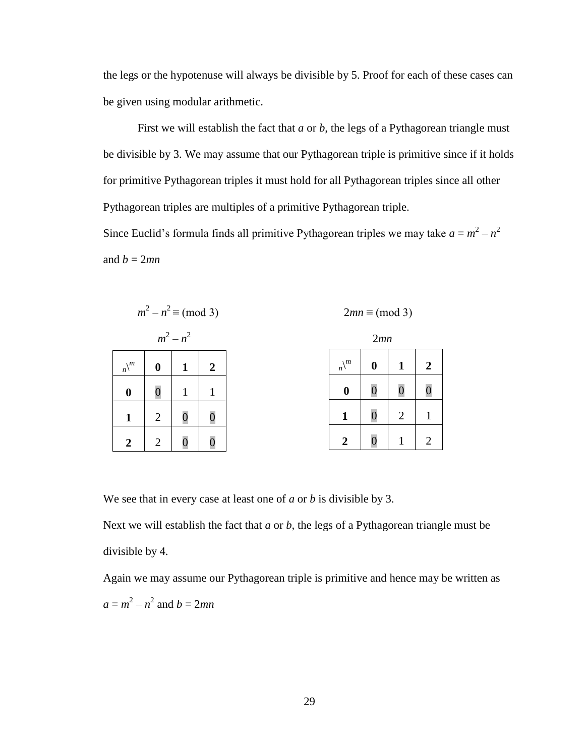the legs or the hypotenuse will always be divisible by 5. Proof for each of these cases can be given using modular arithmetic.

First we will establish the fact that $a$ or $b$, the legs of a Pythagorean triangle must be divisible by 3. We may assume that our Pythagorean triple is primitive since if it holds for primitive Pythagorean triples it must hold for all Pythagorean triples since all other Pythagorean triples are multiples of a primitive Pythagorean triple.

Since Euclid's formula finds all primitive Pythagorean triples we may take $a = m^2 - n^2$ and $b = 2mn$

$m^2 - n^2 \equiv \pmod 3$

$m^2 - n^2$

| $_n\backslash^m$ | **0** | **1** | **2** |
|---|---|---|---|
| **0** | 0 | 1 | 1 |
| **1** | 2 | 0 | 0 |
| **2** | 2 | 0 | 0 |

$2mn \equiv \pmod 3$

$2mn$

| $_n\backslash^m$ | **0** | **1** | **2** |
|---|---|---|---|
| **0** | 0 | 0 | 0 |
| **1** | 0 | 2 | 1 |
| **2** | 0 | 1 | 2 |

We see that in every case at least one of $a$ or $b$ is divisible by 3.

Next we will establish the fact that $a$ or $b$, the legs of a Pythagorean triangle must be divisible by 4.

Again we may assume our Pythagorean triple is primitive and hence may be written as $a = m^2 - n^2$ and $b = 2mn$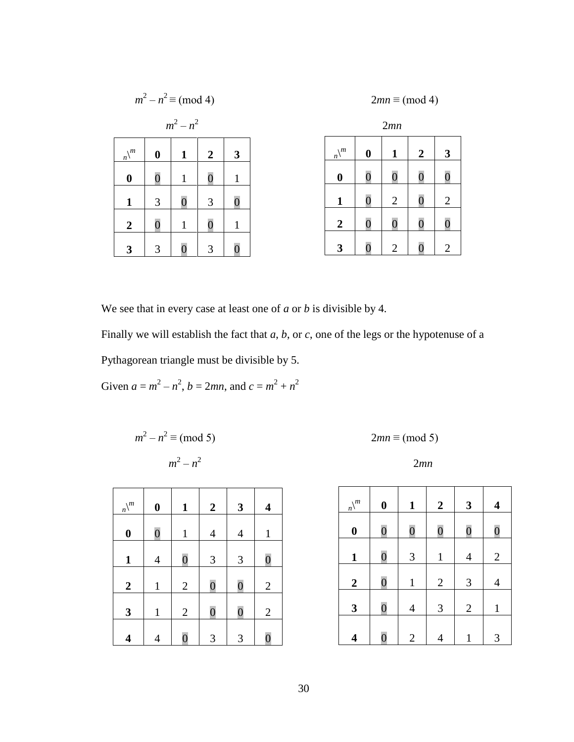$m^2 - n^2 \equiv \pmod 4$

$m^2 - n^2$

| $_n\backslash^m$ | **0** | **1** | **2** | **3** |
|---|---|---|---|---|
| **0** | 0 | 1 | 0 | 1 |
| **1** | 3 | 0 | 3 | 0 |
| **2** | 0 | 1 | 0 | 1 |
| **3** | 3 | 0 | 3 | 0 |

$2mn \equiv \pmod 4$

$2mn$

| $_n\backslash^m$ | **0** | **1** | **2** | **3** |
|---|---|---|---|---|
| **0** | 0 | 0 | 0 | 0 |
| **1** | 0 | 2 | 0 | 2 |
| **2** | 0 | 0 | 0 | 0 |
| **3** | 0 | 2 | 0 | 2 |

We see that in every case at least one of $a$ or $b$ is divisible by 4.

Finally we will establish the fact that $a$, $b$, or $c$, one of the legs or the hypotenuse of a Pythagorean triangle must be divisible by 5.

Given $a = m^2 - n^2$, $b = 2mn$, and $c = m^2 + n^2$

$m^2 - n^2 \equiv \pmod 5$

$m^2 - n^2$

| $_n\backslash^m$ | **0** | **1** | **2** | **3** | **4** |
|---|---|---|---|---|---|
| **0** | 0 | 1 | 4 | 4 | 1 |
| **1** | 4 | 0 | 3 | 3 | 0 |
| **2** | 1 | 2 | 0 | 0 | 2 |
| **3** | 1 | 2 | 0 | 0 | 2 |
| **4** | 4 | 0 | 3 | 3 | 0 |

$2mn \equiv \pmod 5$

$2mn$

| $_n\backslash^m$ | **0** | **1** | **2** | **3** | **4** |
|---|---|---|---|---|---|
| **0** | 0 | 0 | 0 | 0 | 0 |
| **1** | 0 | 3 | 1 | 4 | 2 |
| **2** | 0 | 1 | 2 | 3 | 4 |
| **3** | 0 | 4 | 3 | 2 | 1 |
| **4** | 0 | 2 | 4 | 1 | 3 |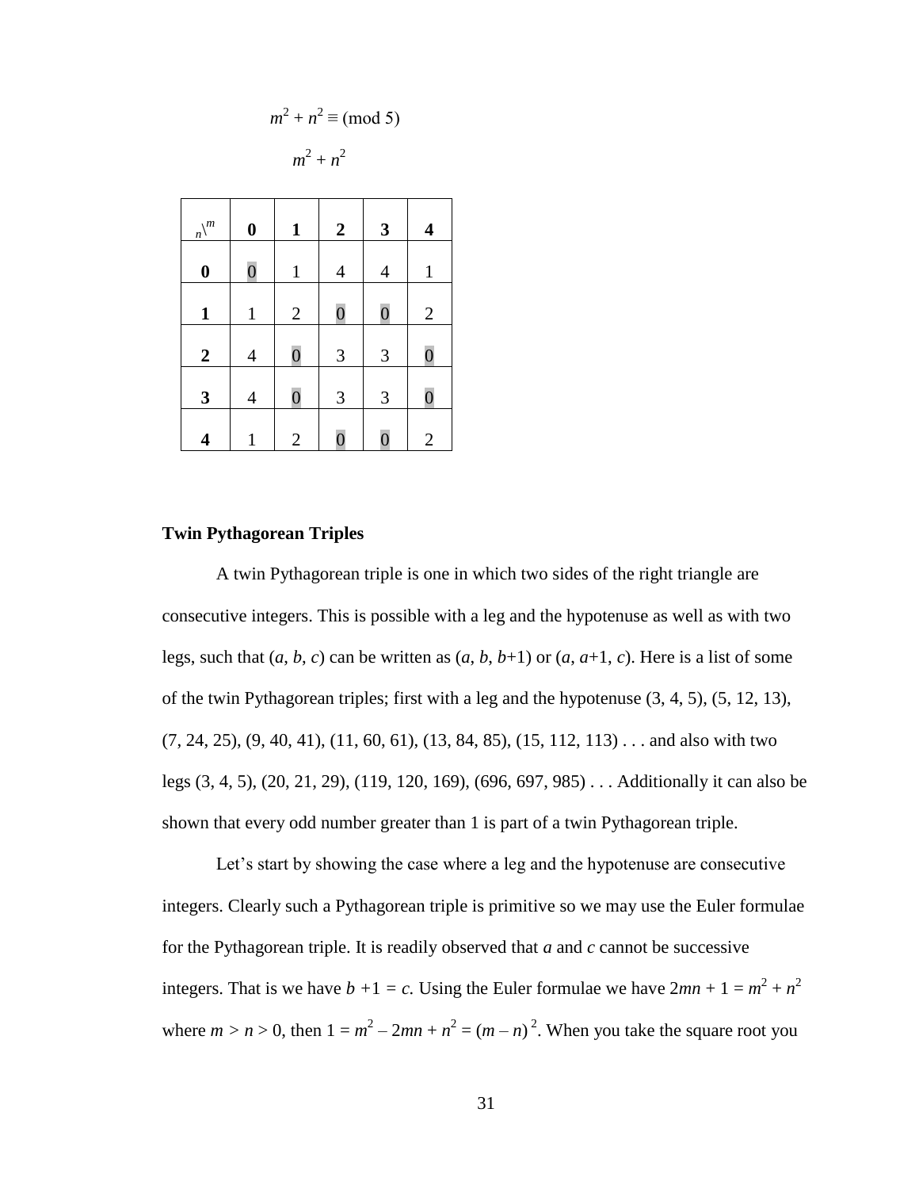$m^2 + n^2 \equiv \pmod 5$

$m^2 + n^2$

| $_n\backslash^m$ | **0** | **1** | **2** | **3** | **4** |
|---|---|---|---|---|---|
| **0** | 0 | 1 | 4 | 4 | 1 |
| **1** | 1 | 2 | 0 | 0 | 2 |
| **2** | 4 | 0 | 3 | 3 | 0 |
| **3** | 4 | 0 | 3 | 3 | 0 |
| **4** | 1 | 2 | 0 | 0 | 2 |

**Twin Pythagorean Triples**

A twin Pythagorean triple is one in which two sides of the right triangle are consecutive integers. This is possible with a leg and the hypotenuse as well as with two legs, such that $(a, b, c)$ can be written as $(a, b, b+1)$ or $(a, a+1, c)$. Here is a list of some of the twin Pythagorean triples; first with a leg and the hypotenuse (3, 4, 5), (5, 12, 13), (7, 24, 25), (9, 40, 41), (11, 60, 61), (13, 84, 85), (15, 112, 113) . . . and also with two legs (3, 4, 5), (20, 21, 29), (119, 120, 169), (696, 697, 985) . . . Additionally it can also be shown that every odd number greater than 1 is part of a twin Pythagorean triple.

Let's start by showing the case where a leg and the hypotenuse are consecutive integers. Clearly such a Pythagorean triple is primitive so we may use the Euler formulae for the Pythagorean triple. It is readily observed that $a$ and $c$ cannot be successive integers. That is we have $b + 1 = c$. Using the Euler formulae we have $2mn + 1 = m^2 + n^2$ where $m > n > 0$, then $1 = m^2 - 2mn + n^2 = (m - n)^2$. When you take the square root you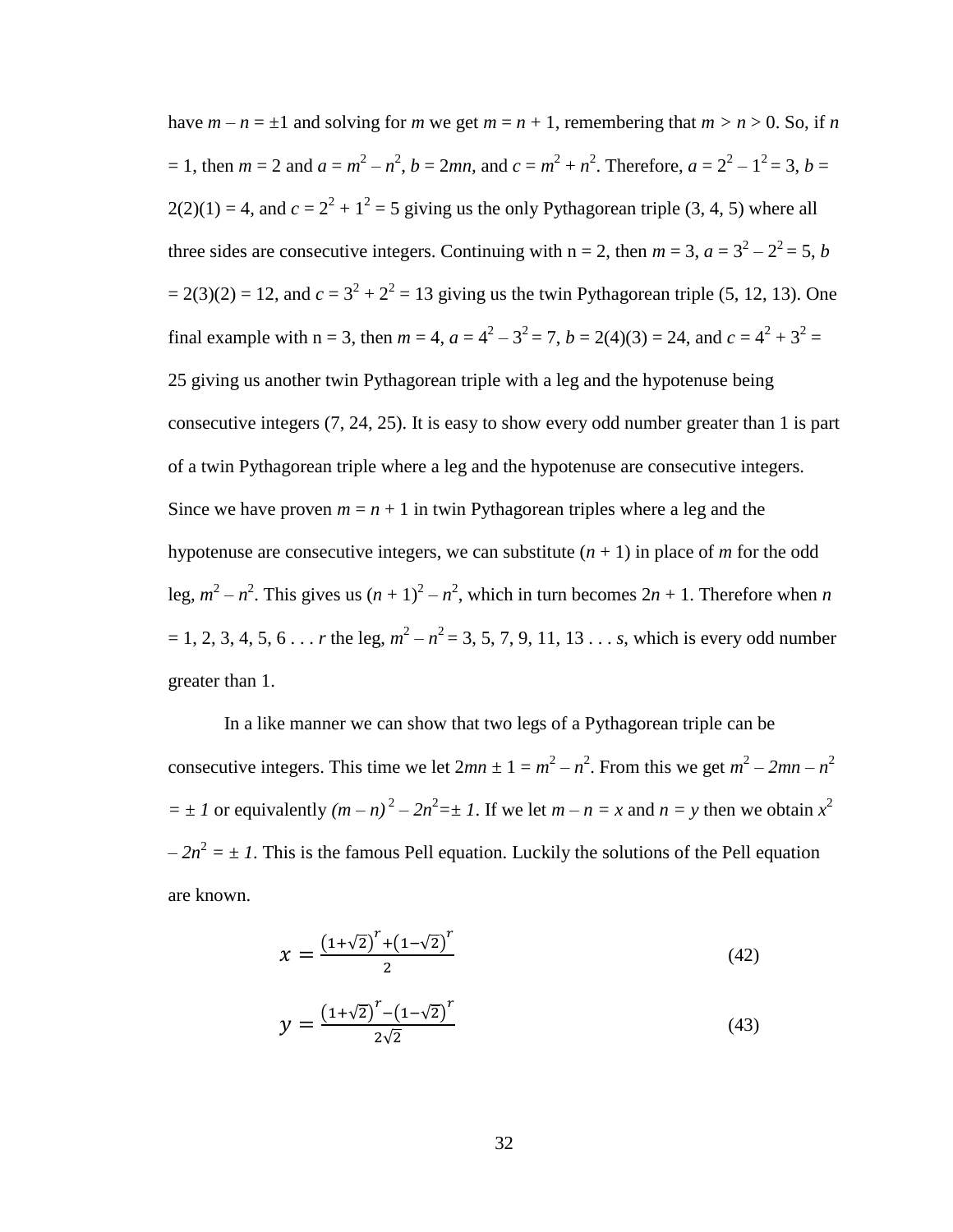have $m - n = \pm 1$ and solving for $m$ we get $m = n + 1$, remembering that $m > n > 0$. So, if $n = 1$, then $m = 2$ and $a = m^2 - n^2$, $b = 2mn$, and $c = m^2 + n^2$. Therefore, $a = 2^2 - 1^2 = 3$, $b = 2(2)(1) = 4$, and $c = 2^2 + 1^2 = 5$ giving us the only Pythagorean triple (3, 4, 5) where all three sides are consecutive integers. Continuing with n = 2, then $m = 3$, $a = 3^2 - 2^2 = 5$, $b = 2(3)(2) = 12$, and $c = 3^2 + 2^2 = 13$ giving us the twin Pythagorean triple (5, 12, 13). One final example with n = 3, then $m = 4$, $a = 4^2 - 3^2 = 7$, $b = 2(4)(3) = 24$, and $c = 4^2 + 3^2 = 25$ giving us another twin Pythagorean triple with a leg and the hypotenuse being consecutive integers (7, 24, 25). It is easy to show every odd number greater than 1 is part of a twin Pythagorean triple where a leg and the hypotenuse are consecutive integers. Since we have proven $m = n + 1$ in twin Pythagorean triples where a leg and the hypotenuse are consecutive integers, we can substitute $(n + 1)$ in place of $m$ for the odd leg, $m^2 - n^2$. This gives us $(n + 1)^2 - n^2$, which in turn becomes $2n + 1$. Therefore when $n = 1, 2, 3, 4, 5, 6 \ldots r$ the leg, $m^2 - n^2 = 3, 5, 7, 9, 11, 13 \ldots s$, which is every odd number greater than 1.

In a like manner we can show that two legs of a Pythagorean triple can be consecutive integers. This time we let $2mn \pm 1 = m^2 - n^2$. From this we get $m^2 - 2mn - n^2 = \pm 1$ or equivalently $(m - n)^2 - 2n^2 = \pm 1$. If we let $m - n = x$ and $n = y$ then we obtain $x^2 - 2n^2 = \pm 1$. This is the famous Pell equation. Luckily the solutions of the Pell equation are known.

$$x = \frac{\left(1+\sqrt{2}\right)^r + \left(1-\sqrt{2}\right)^r}{2} \tag{42}$$

$$y = \frac{\left(1+\sqrt{2}\right)^r - \left(1-\sqrt{2}\right)^r}{2\sqrt{2}} \tag{43}$$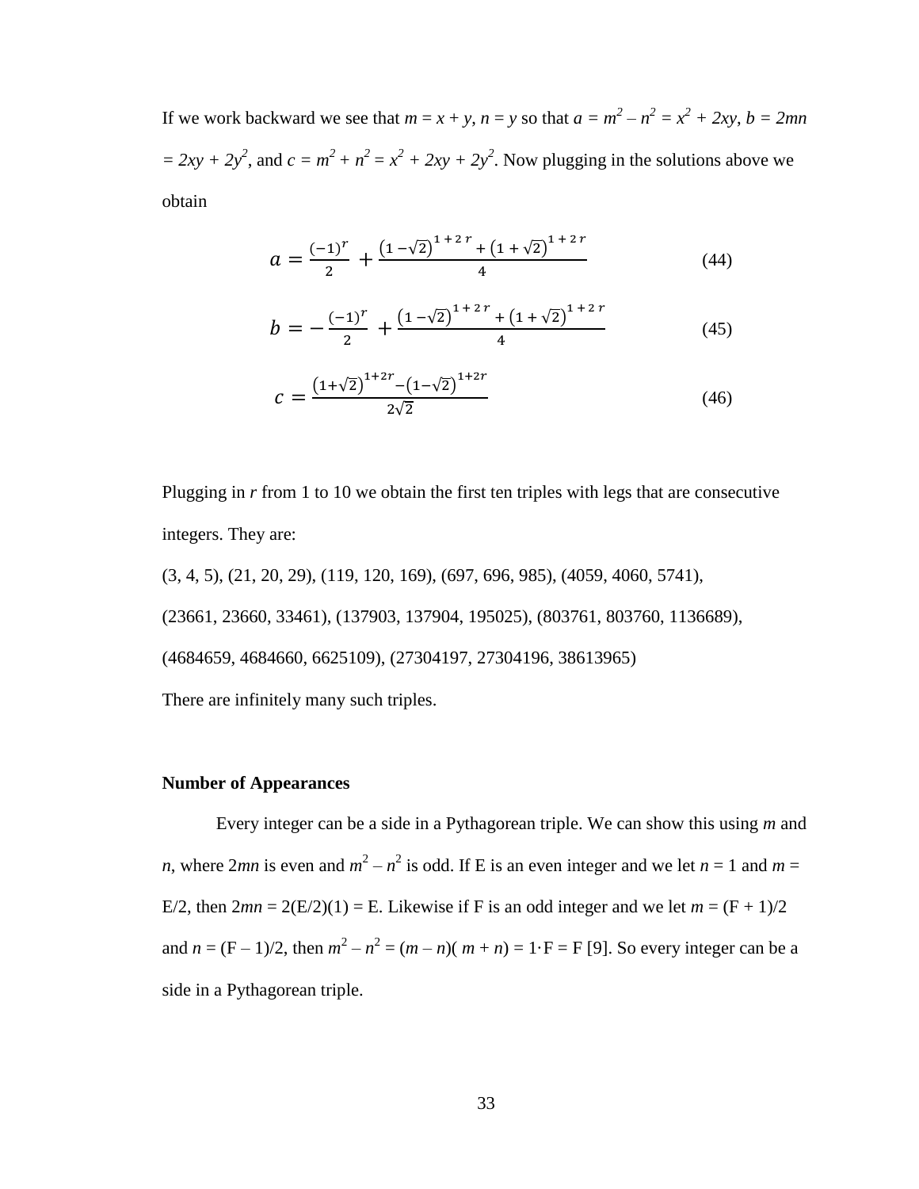If we work backward we see that $m = x + y$, $n = y$ so that $a = m^2 - n^2 = x^2 + 2xy$, $b = 2mn = 2xy + 2y^2$, and $c = m^2 + n^2 = x^2 + 2xy + 2y^2$. Now plugging in the solutions above we obtain

$$a = \frac{(-1)^r}{2} + \frac{\left(1-\sqrt{2}\right)^{1+2r} + \left(1+\sqrt{2}\right)^{1+2r}}{4} \tag{44}$$

$$b = -\frac{(-1)^r}{2} + \frac{\left(1-\sqrt{2}\right)^{1+2r} + \left(1+\sqrt{2}\right)^{1+2r}}{4} \tag{45}$$

$$c = \frac{\left(1+\sqrt{2}\right)^{1+2r} - \left(1-\sqrt{2}\right)^{1+2r}}{2\sqrt{2}} \tag{46}$$

Plugging in $r$ from 1 to 10 we obtain the first ten triples with legs that are consecutive integers. They are:

(3, 4, 5), (21, 20, 29), (119, 120, 169), (697, 696, 985), (4059, 4060, 5741), (23661, 23660, 33461), (137903, 137904, 195025), (803761, 803760, 1136689), (4684659, 4684660, 6625109), (27304197, 27304196, 38613965)

There are infinitely many such triples.

**Number of Appearances**

Every integer can be a side in a Pythagorean triple. We can show this using $m$ and $n$, where $2mn$ is even and $m^2 - n^2$ is odd. If E is an even integer and we let $n = 1$ and $m = E/2$, then $2mn = 2(E/2)(1) = E$. Likewise if F is an odd integer and we let $m = (F + 1)/2$ and $n = (F - 1)/2$, then $m^2 - n^2 = (m - n)(m + n) = 1 \cdot F = F$ [9]. So every integer can be a side in a Pythagorean triple.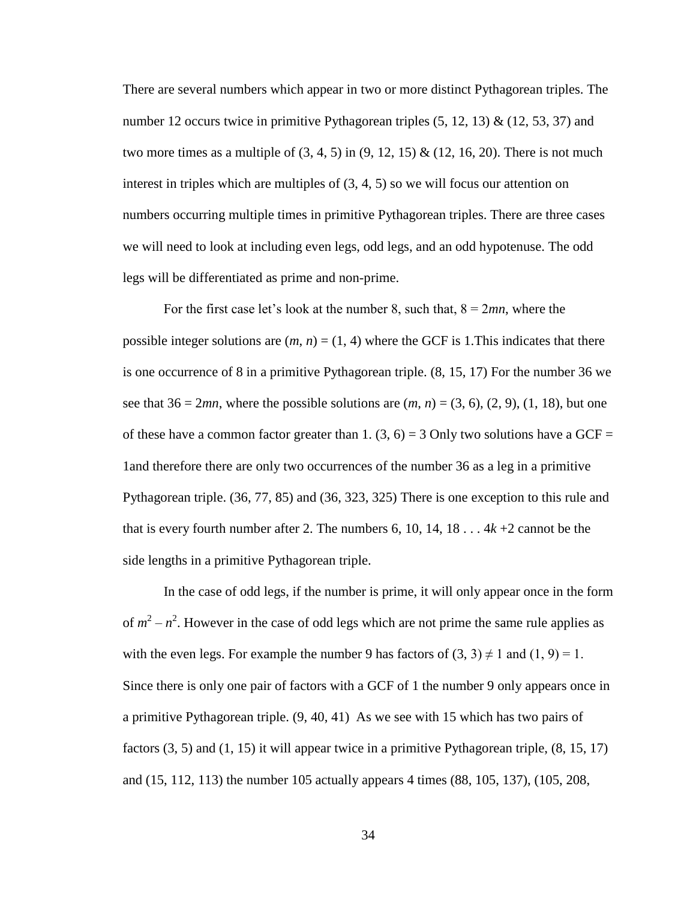There are several numbers which appear in two or more distinct Pythagorean triples. The number 12 occurs twice in primitive Pythagorean triples (5, 12, 13) & (12, 53, 37) and two more times as a multiple of (3, 4, 5) in (9, 12, 15) & (12, 16, 20). There is not much interest in triples which are multiples of (3, 4, 5) so we will focus our attention on numbers occurring multiple times in primitive Pythagorean triples. There are three cases we will need to look at including even legs, odd legs, and an odd hypotenuse. The odd legs will be differentiated as prime and non-prime.

For the first case let's look at the number 8, such that, $8 = 2mn$, where the possible integer solutions are $(m, n) = (1, 4)$ where the GCF is 1.This indicates that there is one occurrence of 8 in a primitive Pythagorean triple. (8, 15, 17) For the number 36 we see that $36 = 2mn$, where the possible solutions are $(m, n) = (3, 6)$, $(2, 9)$, $(1, 18)$, but one of these have a common factor greater than 1. $(3, 6) = 3$ Only two solutions have a GCF = 1and therefore there are only two occurrences of the number 36 as a leg in a primitive Pythagorean triple. (36, 77, 85) and (36, 323, 325) There is one exception to this rule and that is every fourth number after 2. The numbers 6, 10, 14, 18 . . . $4k + 2$ cannot be the side lengths in a primitive Pythagorean triple.

In the case of odd legs, if the number is prime, it will only appear once in the form of $m^2 - n^2$. However in the case of odd legs which are not prime the same rule applies as with the even legs. For example the number 9 has factors of $(3, 3) \neq 1$ and $(1, 9) = 1$. Since there is only one pair of factors with a GCF of 1 the number 9 only appears once in a primitive Pythagorean triple. (9, 40, 41) As we see with 15 which has two pairs of factors (3, 5) and (1, 15) it will appear twice in a primitive Pythagorean triple, (8, 15, 17) and (15, 112, 113) the number 105 actually appears 4 times (88, 105, 137), (105, 208,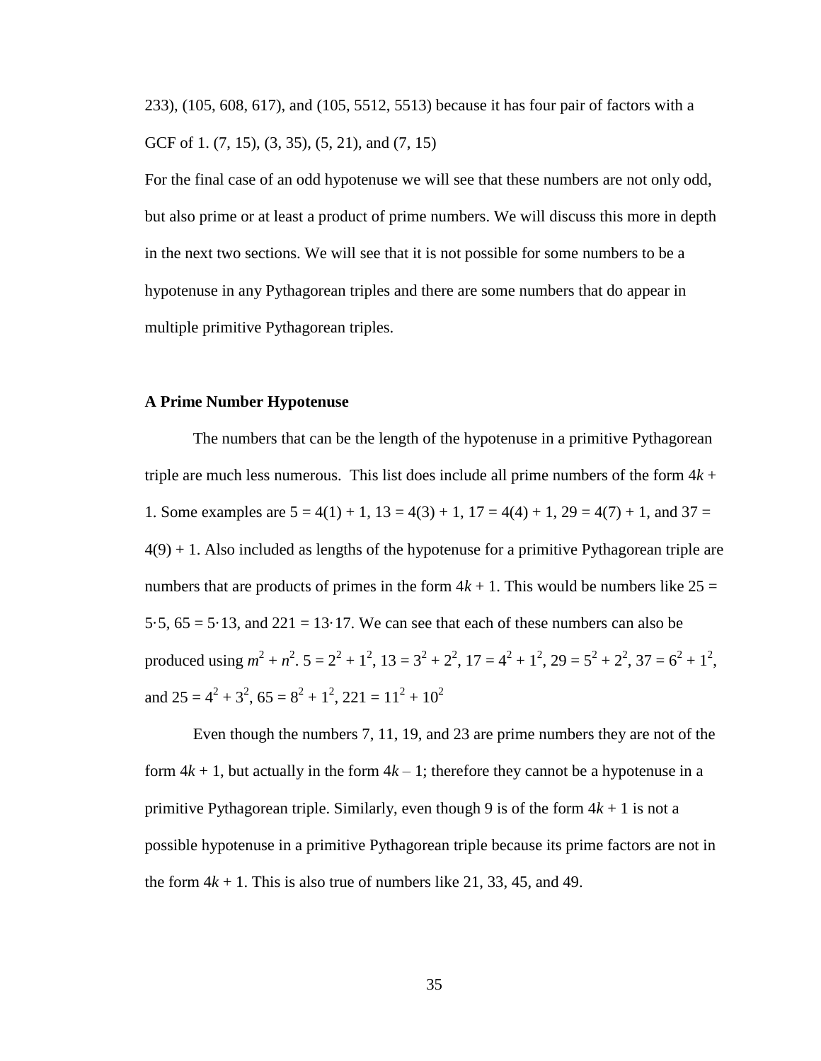233), (105, 608, 617), and (105, 5512, 5513) because it has four pair of factors with a GCF of 1. (7, 15), (3, 35), (5, 21), and (7, 15)

For the final case of an odd hypotenuse we will see that these numbers are not only odd, but also prime or at least a product of prime numbers. We will discuss this more in depth in the next two sections. We will see that it is not possible for some numbers to be a hypotenuse in any Pythagorean triples and there are some numbers that do appear in multiple primitive Pythagorean triples.

### A Prime Number Hypotenuse

The numbers that can be the length of the hypotenuse in a primitive Pythagorean triple are much less numerous. This list does include all prime numbers of the form $4k + 1$. Some examples are $5 = 4(1) + 1$, $13 = 4(3) + 1$, $17 = 4(4) + 1$, $29 = 4(7) + 1$, and $37 = 4(9) + 1$. Also included as lengths of the hypotenuse for a primitive Pythagorean triple are numbers that are products of primes in the form $4k + 1$. This would be numbers like $25 = 5\cdot 5$, $65 = 5\cdot 13$, and $221 = 13\cdot 17$. We can see that each of these numbers can also be produced using $m^2 + n^2$. $5 = 2^2 + 1^2$, $13 = 3^2 + 2^2$, $17 = 4^2 + 1^2$, $29 = 5^2 + 2^2$, $37 = 6^2 + 1^2$, and $25 = 4^2 + 3^2$, $65 = 8^2 + 1^2$, $221 = 11^2 + 10^2$

Even though the numbers 7, 11, 19, and 23 are prime numbers they are not of the form $4k + 1$, but actually in the form $4k – 1$; therefore they cannot be a hypotenuse in a primitive Pythagorean triple. Similarly, even though 9 is of the form $4k + 1$ is not a possible hypotenuse in a primitive Pythagorean triple because its prime factors are not in the form $4k + 1$. This is also true of numbers like 21, 33, 45, and 49.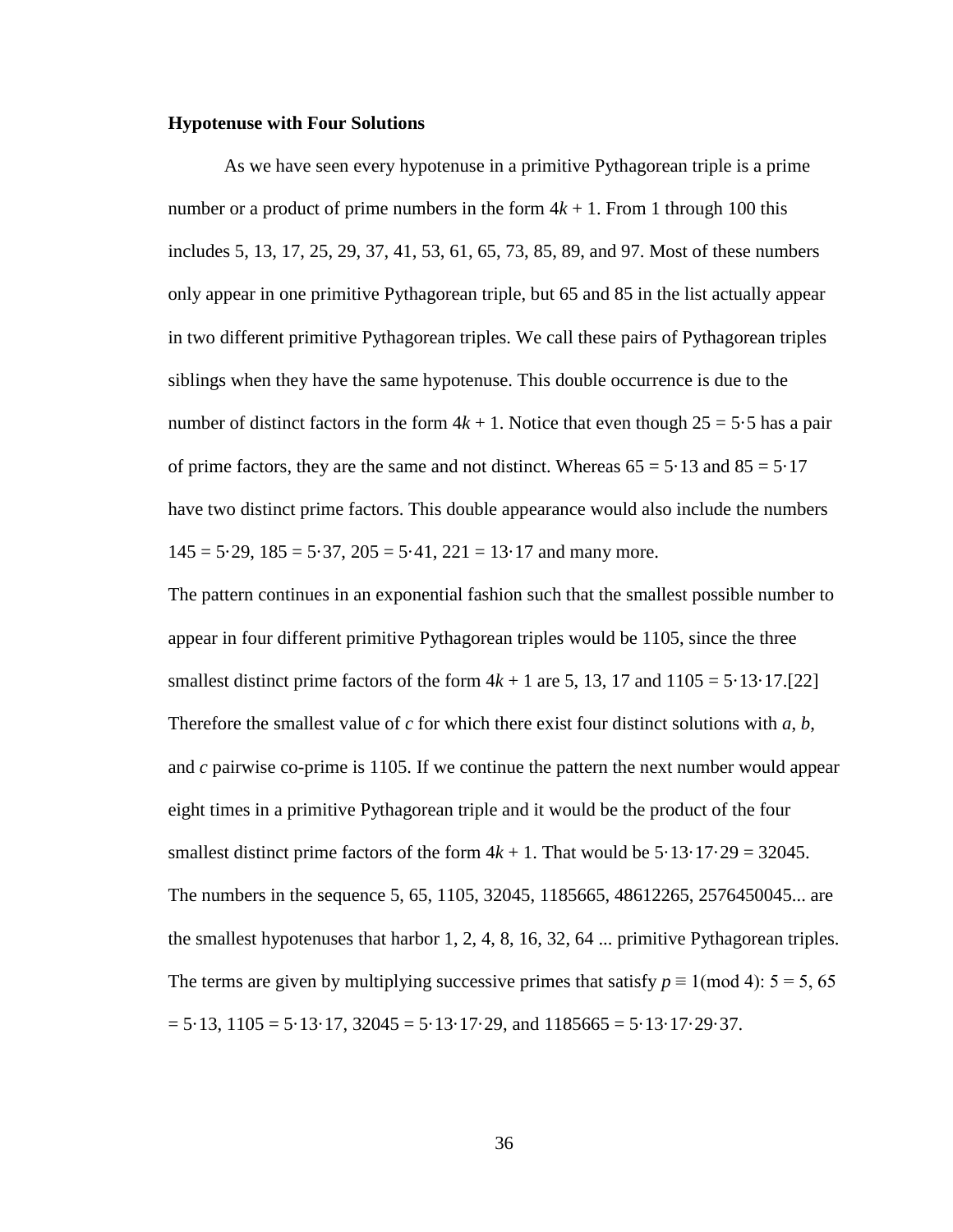**Hypotenuse with Four Solutions**

As we have seen every hypotenuse in a primitive Pythagorean triple is a prime number or a product of prime numbers in the form $4k + 1$. From 1 through 100 this includes 5, 13, 17, 25, 29, 37, 41, 53, 61, 65, 73, 85, 89, and 97. Most of these numbers only appear in one primitive Pythagorean triple, but 65 and 85 in the list actually appear in two different primitive Pythagorean triples. We call these pairs of Pythagorean triples siblings when they have the same hypotenuse. This double occurrence is due to the number of distinct factors in the form $4k + 1$. Notice that even though $25 = 5 \cdot 5$ has a pair of prime factors, they are the same and not distinct. Whereas $65 = 5 \cdot 13$ and $85 = 5 \cdot 17$ have two distinct prime factors. This double appearance would also include the numbers $145 = 5 \cdot 29$, $185 = 5 \cdot 37$, $205 = 5 \cdot 41$, $221 = 13 \cdot 17$ and many more.

The pattern continues in an exponential fashion such that the smallest possible number to appear in four different primitive Pythagorean triples would be 1105, since the three smallest distinct prime factors of the form $4k + 1$ are 5, 13, 17 and $1105 = 5 \cdot 13 \cdot 17$.[22] Therefore the smallest value of $c$ for which there exist four distinct solutions with $a$, $b$, and $c$ pairwise co-prime is 1105. If we continue the pattern the next number would appear eight times in a primitive Pythagorean triple and it would be the product of the four smallest distinct prime factors of the form $4k + 1$. That would be $5 \cdot 13 \cdot 17 \cdot 29 = 32045$. The numbers in the sequence 5, 65, 1105, 32045, 1185665, 48612265, 2576450045... are the smallest hypotenuses that harbor 1, 2, 4, 8, 16, 32, 64 ... primitive Pythagorean triples. The terms are given by multiplying successive primes that satisfy $p \equiv 1 \pmod 4$: $5 = 5$, $65 = 5 \cdot 13$, $1105 = 5 \cdot 13 \cdot 17$, $32045 = 5 \cdot 13 \cdot 17 \cdot 29$, and $1185665 = 5 \cdot 13 \cdot 17 \cdot 29 \cdot 37$.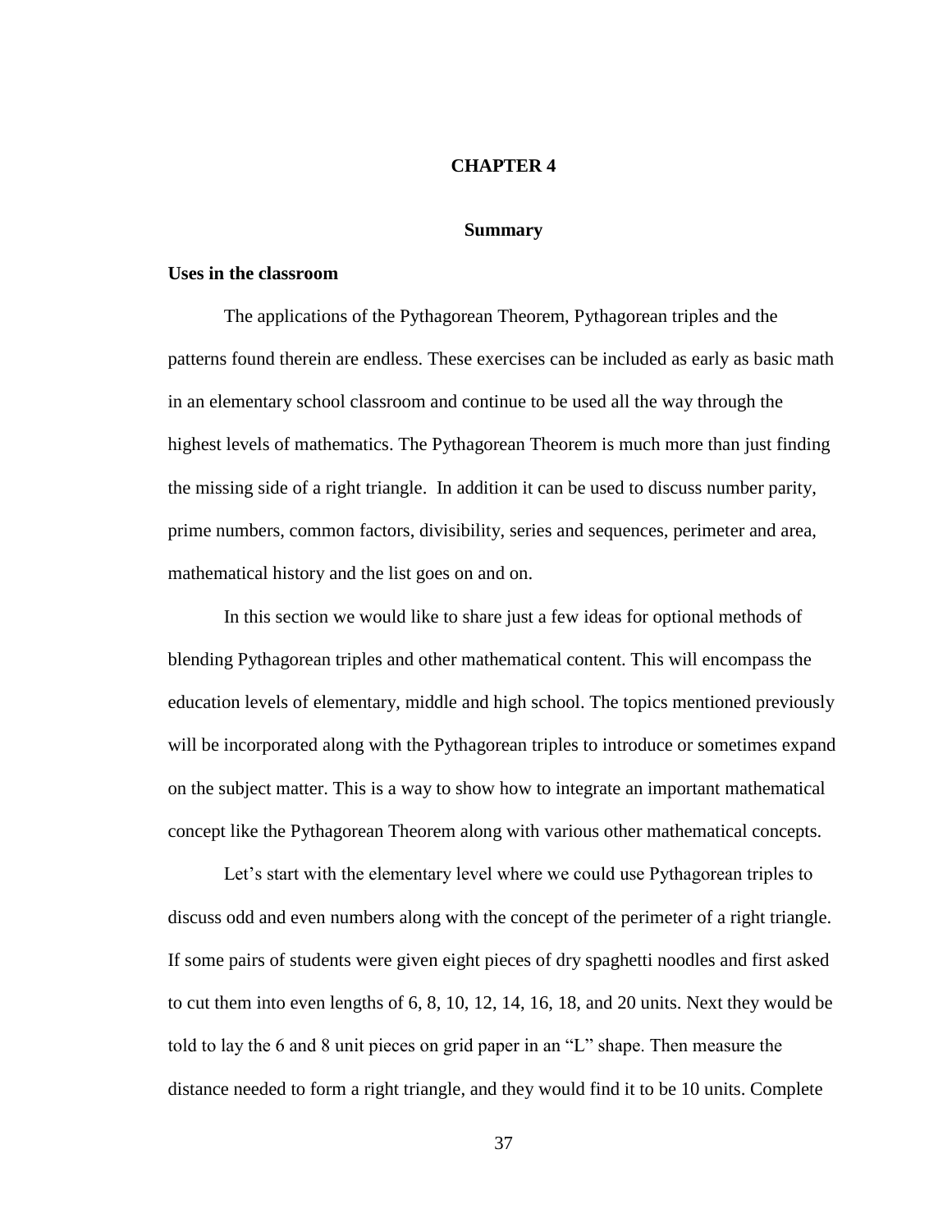# CHAPTER 4

## Summary

### Uses in the classroom

The applications of the Pythagorean Theorem, Pythagorean triples and the patterns found therein are endless. These exercises can be included as early as basic math in an elementary school classroom and continue to be used all the way through the highest levels of mathematics. The Pythagorean Theorem is much more than just finding the missing side of a right triangle. In addition it can be used to discuss number parity, prime numbers, common factors, divisibility, series and sequences, perimeter and area, mathematical history and the list goes on and on.

In this section we would like to share just a few ideas for optional methods of blending Pythagorean triples and other mathematical content. This will encompass the education levels of elementary, middle and high school. The topics mentioned previously will be incorporated along with the Pythagorean triples to introduce or sometimes expand on the subject matter. This is a way to show how to integrate an important mathematical concept like the Pythagorean Theorem along with various other mathematical concepts.

Let's start with the elementary level where we could use Pythagorean triples to discuss odd and even numbers along with the concept of the perimeter of a right triangle. If some pairs of students were given eight pieces of dry spaghetti noodles and first asked to cut them into even lengths of 6, 8, 10, 12, 14, 16, 18, and 20 units. Next they would be told to lay the 6 and 8 unit pieces on grid paper in an "L" shape. Then measure the distance needed to form a right triangle, and they would find it to be 10 units. Complete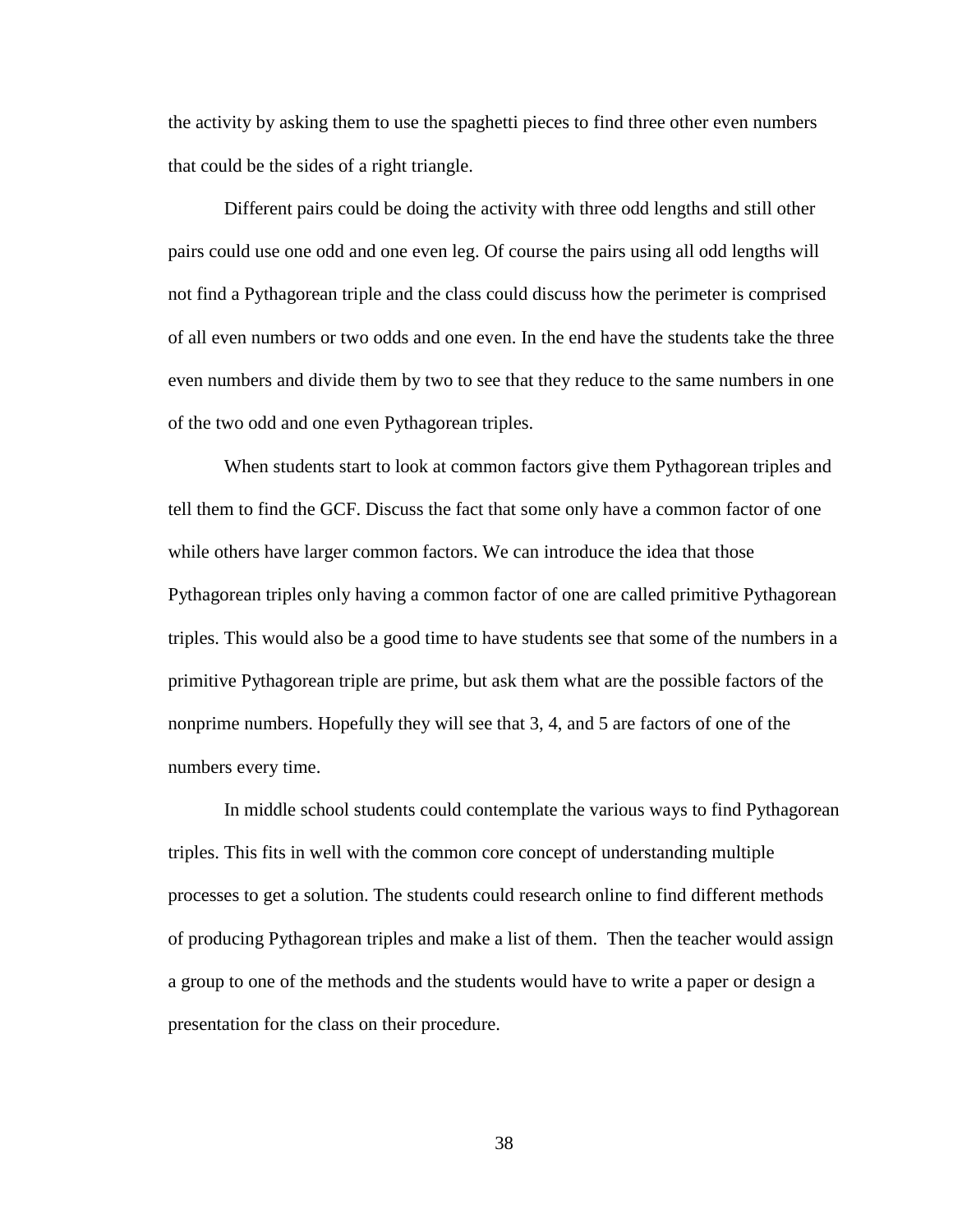the activity by asking them to use the spaghetti pieces to find three other even numbers that could be the sides of a right triangle.

Different pairs could be doing the activity with three odd lengths and still other pairs could use one odd and one even leg. Of course the pairs using all odd lengths will not find a Pythagorean triple and the class could discuss how the perimeter is comprised of all even numbers or two odds and one even. In the end have the students take the three even numbers and divide them by two to see that they reduce to the same numbers in one of the two odd and one even Pythagorean triples.

When students start to look at common factors give them Pythagorean triples and tell them to find the GCF. Discuss the fact that some only have a common factor of one while others have larger common factors. We can introduce the idea that those Pythagorean triples only having a common factor of one are called primitive Pythagorean triples. This would also be a good time to have students see that some of the numbers in a primitive Pythagorean triple are prime, but ask them what are the possible factors of the nonprime numbers. Hopefully they will see that 3, 4, and 5 are factors of one of the numbers every time.

In middle school students could contemplate the various ways to find Pythagorean triples. This fits in well with the common core concept of understanding multiple processes to get a solution. The students could research online to find different methods of producing Pythagorean triples and make a list of them. Then the teacher would assign a group to one of the methods and the students would have to write a paper or design a presentation for the class on their procedure.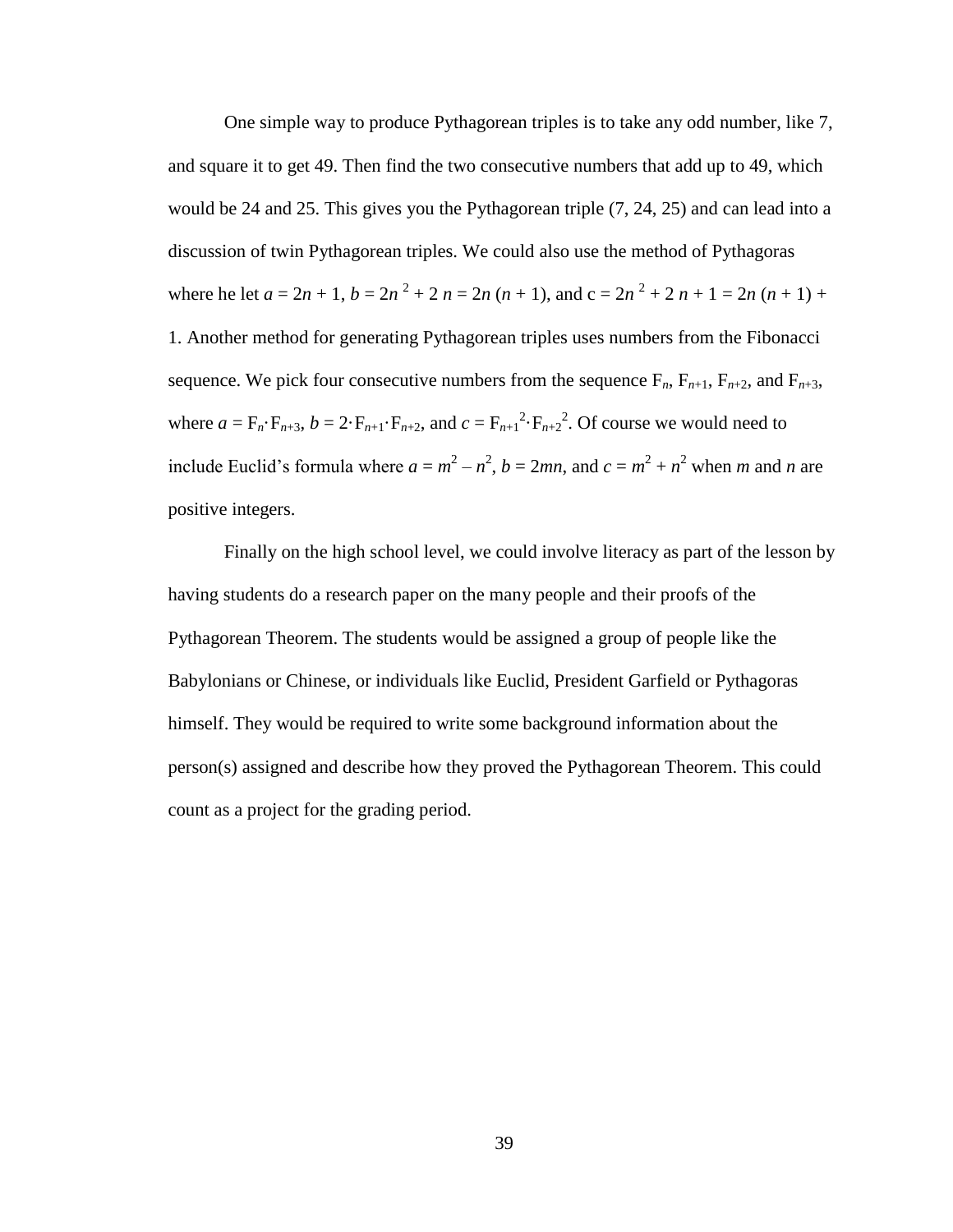One simple way to produce Pythagorean triples is to take any odd number, like 7, and square it to get 49. Then find the two consecutive numbers that add up to 49, which would be 24 and 25. This gives you the Pythagorean triple (7, 24, 25) and can lead into a discussion of twin Pythagorean triples. We could also use the method of Pythagoras where he let $a = 2n + 1$, $b = 2n^2 + 2n = 2n(n + 1)$, and $c = 2n^2 + 2n + 1 = 2n(n + 1) + 1$. Another method for generating Pythagorean triples uses numbers from the Fibonacci sequence. We pick four consecutive numbers from the sequence $F_n$, $F_{n+1}$, $F_{n+2}$, and $F_{n+3}$, where $a = F_n \cdot F_{n+3}$, $b = 2 \cdot F_{n+1} \cdot F_{n+2}$, and $c = F_{n+1}^2 \cdot F_{n+2}^2$. Of course we would need to include Euclid's formula where $a = m^2 - n^2$, $b = 2mn$, and $c = m^2 + n^2$ when $m$ and $n$ are positive integers.

Finally on the high school level, we could involve literacy as part of the lesson by having students do a research paper on the many people and their proofs of the Pythagorean Theorem. The students would be assigned a group of people like the Babylonians or Chinese, or individuals like Euclid, President Garfield or Pythagoras himself. They would be required to write some background information about the person(s) assigned and describe how they proved the Pythagorean Theorem. This could count as a project for the grading period.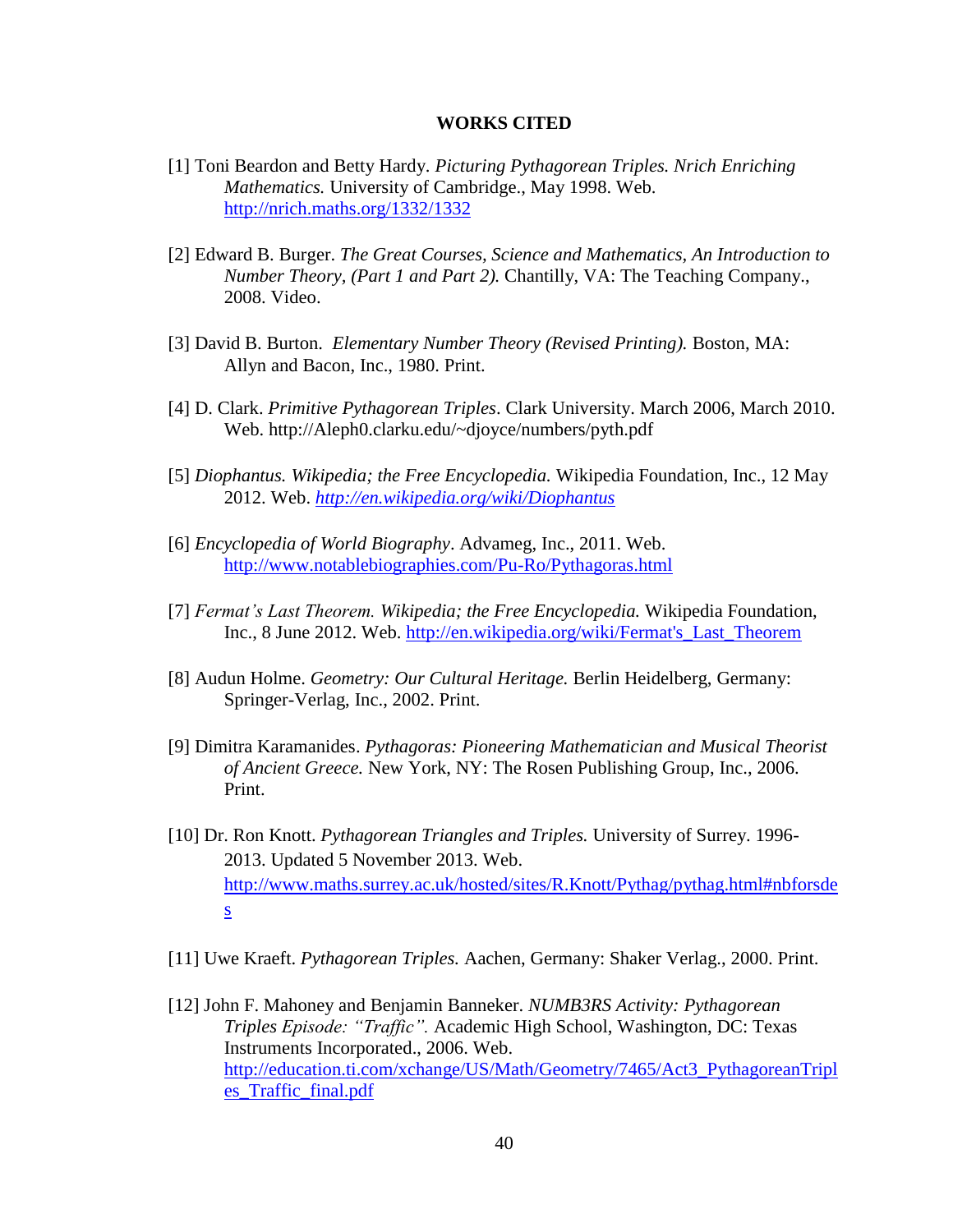# WORKS CITED

[1] Toni Beardon and Betty Hardy. *Picturing Pythagorean Triples. Nrich Enriching Mathematics.* University of Cambridge., May 1998. Web. http://nrich.maths.org/1332/1332

[2] Edward B. Burger. *The Great Courses, Science and Mathematics, An Introduction to Number Theory, (Part 1 and Part 2).* Chantilly, VA: The Teaching Company., 2008. Video.

[3] David B. Burton. *Elementary Number Theory (Revised Printing).* Boston, MA: Allyn and Bacon, Inc., 1980. Print.

[4] D. Clark. *Primitive Pythagorean Triples*. Clark University. March 2006, March 2010. Web. http://Aleph0.clarku.edu/~djoyce/numbers/pyth.pdf

[5] *Diophantus. Wikipedia; the Free Encyclopedia.* Wikipedia Foundation, Inc., 12 May 2012. Web. *http://en.wikipedia.org/wiki/Diophantus*

[6] *Encyclopedia of World Biography*. Advameg, Inc., 2011. Web. http://www.notablebiographies.com/Pu-Ro/Pythagoras.html

[7] *Fermat's Last Theorem. Wikipedia; the Free Encyclopedia.* Wikipedia Foundation, Inc., 8 June 2012. Web. http://en.wikipedia.org/wiki/Fermat's_Last_Theorem

[8] Audun Holme. *Geometry: Our Cultural Heritage.* Berlin Heidelberg, Germany: Springer-Verlag, Inc., 2002. Print.

[9] Dimitra Karamanides. *Pythagoras: Pioneering Mathematician and Musical Theorist of Ancient Greece.* New York, NY: The Rosen Publishing Group, Inc., 2006. Print.

[10] Dr. Ron Knott. *Pythagorean Triangles and Triples.* University of Surrey. 1996-2013. Updated 5 November 2013. Web. http://www.maths.surrey.ac.uk/hosted/sites/R.Knott/Pythag/pythag.html#nbforsdes

[11] Uwe Kraeft. *Pythagorean Triples.* Aachen, Germany: Shaker Verlag., 2000. Print.

[12] John F. Mahoney and Benjamin Banneker. *NUMB3RS Activity: Pythagorean Triples Episode: "Traffic".* Academic High School, Washington, DC: Texas Instruments Incorporated., 2006. Web. http://education.ti.com/xchange/US/Math/Geometry/7465/Act3_PythagoreanTriples_Traffic_final.pdf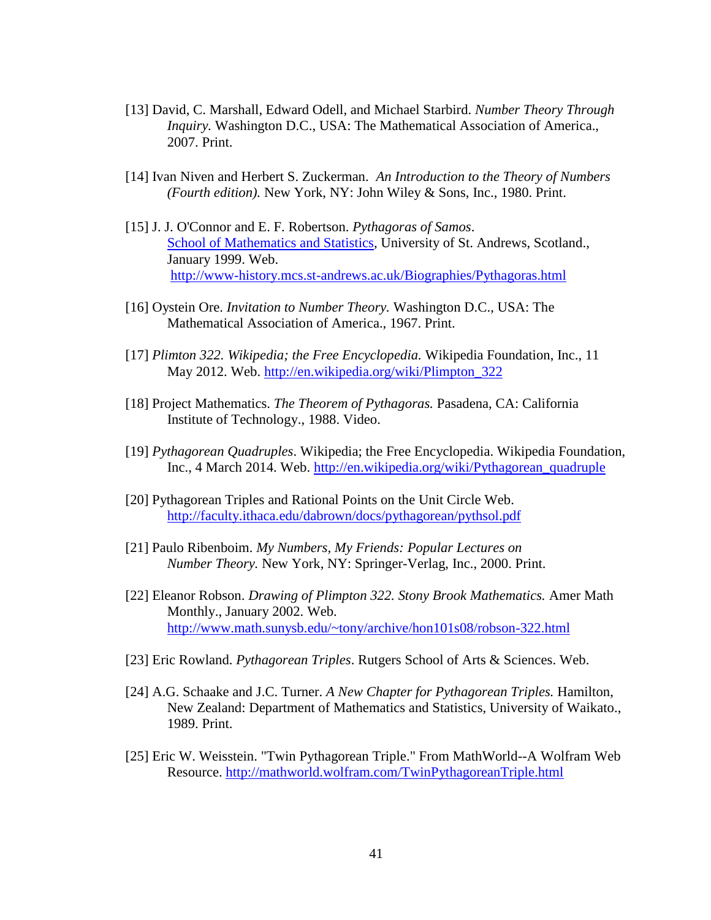[13] David, C. Marshall, Edward Odell, and Michael Starbird. *Number Theory Through Inquiry.* Washington D.C., USA: The Mathematical Association of America., 2007. Print.

[14] Ivan Niven and Herbert S. Zuckerman. *An Introduction to the Theory of Numbers (Fourth edition).* New York, NY: John Wiley & Sons, Inc., 1980. Print.

[15] J. J. O'Connor and E. F. Robertson. *Pythagoras of Samos*. School of Mathematics and Statistics, University of St. Andrews, Scotland., January 1999. Web. http://www-history.mcs.st-andrews.ac.uk/Biographies/Pythagoras.html

[16] Oystein Ore. *Invitation to Number Theory.* Washington D.C., USA: The Mathematical Association of America., 1967. Print.

[17] *Plimton 322. Wikipedia; the Free Encyclopedia.* Wikipedia Foundation, Inc., 11 May 2012. Web. http://en.wikipedia.org/wiki/Plimpton_322

[18] Project Mathematics. *The Theorem of Pythagoras.* Pasadena, CA: California Institute of Technology., 1988. Video.

[19] *Pythagorean Quadruples*. Wikipedia; the Free Encyclopedia. Wikipedia Foundation, Inc., 4 March 2014. Web. http://en.wikipedia.org/wiki/Pythagorean_quadruple

[20] Pythagorean Triples and Rational Points on the Unit Circle Web. http://faculty.ithaca.edu/dabrown/docs/pythagorean/pythsol.pdf

[21] Paulo Ribenboim. *My Numbers, My Friends: Popular Lectures on Number Theory.* New York, NY: Springer-Verlag, Inc., 2000. Print.

[22] Eleanor Robson. *Drawing of Plimpton 322. Stony Brook Mathematics.* Amer Math Monthly., January 2002. Web. http://www.math.sunysb.edu/~tony/archive/hon101s08/robson-322.html

[23] Eric Rowland. *Pythagorean Triples*. Rutgers School of Arts & Sciences. Web.

[24] A.G. Schaake and J.C. Turner. *A New Chapter for Pythagorean Triples.* Hamilton, New Zealand: Department of Mathematics and Statistics, University of Waikato., 1989. Print.

[25] Eric W. Weisstein. "Twin Pythagorean Triple." From MathWorld--A Wolfram Web Resource. http://mathworld.wolfram.com/TwinPythagoreanTriple.html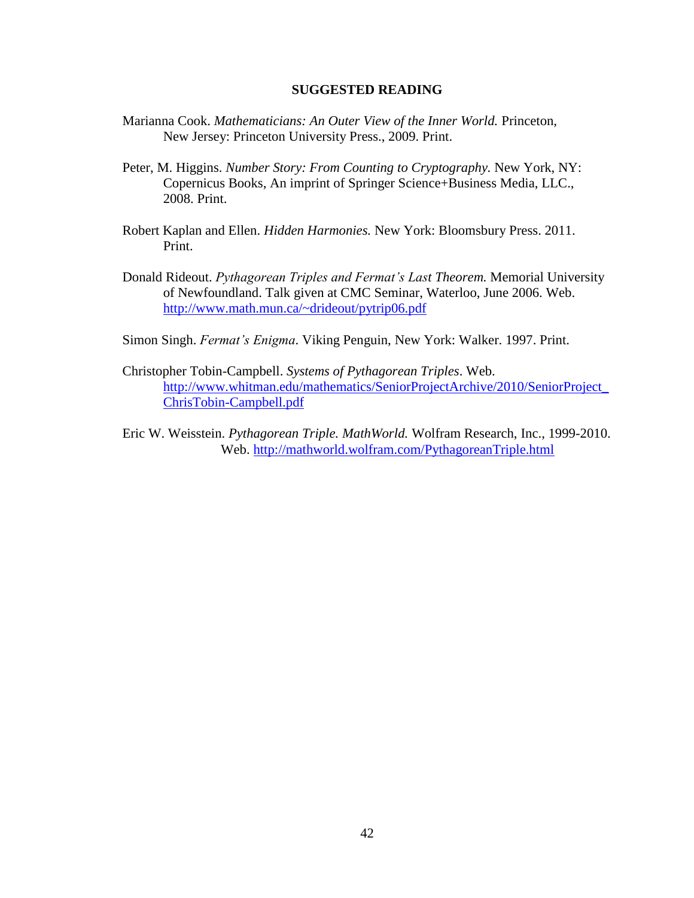## SUGGESTED READING

Marianna Cook. *Mathematicians: An Outer View of the Inner World.* Princeton, New Jersey: Princeton University Press., 2009. Print.

Peter, M. Higgins. *Number Story: From Counting to Cryptography.* New York, NY: Copernicus Books, An imprint of Springer Science+Business Media, LLC., 2008. Print.

Robert Kaplan and Ellen. *Hidden Harmonies.* New York: Bloomsbury Press. 2011. Print.

Donald Rideout. *Pythagorean Triples and Fermat's Last Theorem.* Memorial University of Newfoundland. Talk given at CMC Seminar, Waterloo, June 2006. Web. http://www.math.mun.ca/~drideout/pytrip06.pdf

Simon Singh. *Fermat's Enigma*. Viking Penguin, New York: Walker. 1997. Print.

Christopher Tobin-Campbell. *Systems of Pythagorean Triples*. Web. http://www.whitman.edu/mathematics/SeniorProjectArchive/2010/SeniorProject_ChrisTobin-Campbell.pdf

Eric W. Weisstein. *Pythagorean Triple. MathWorld.* Wolfram Research, Inc., 1999-2010. Web. http://mathworld.wolfram.com/PythagoreanTriple.html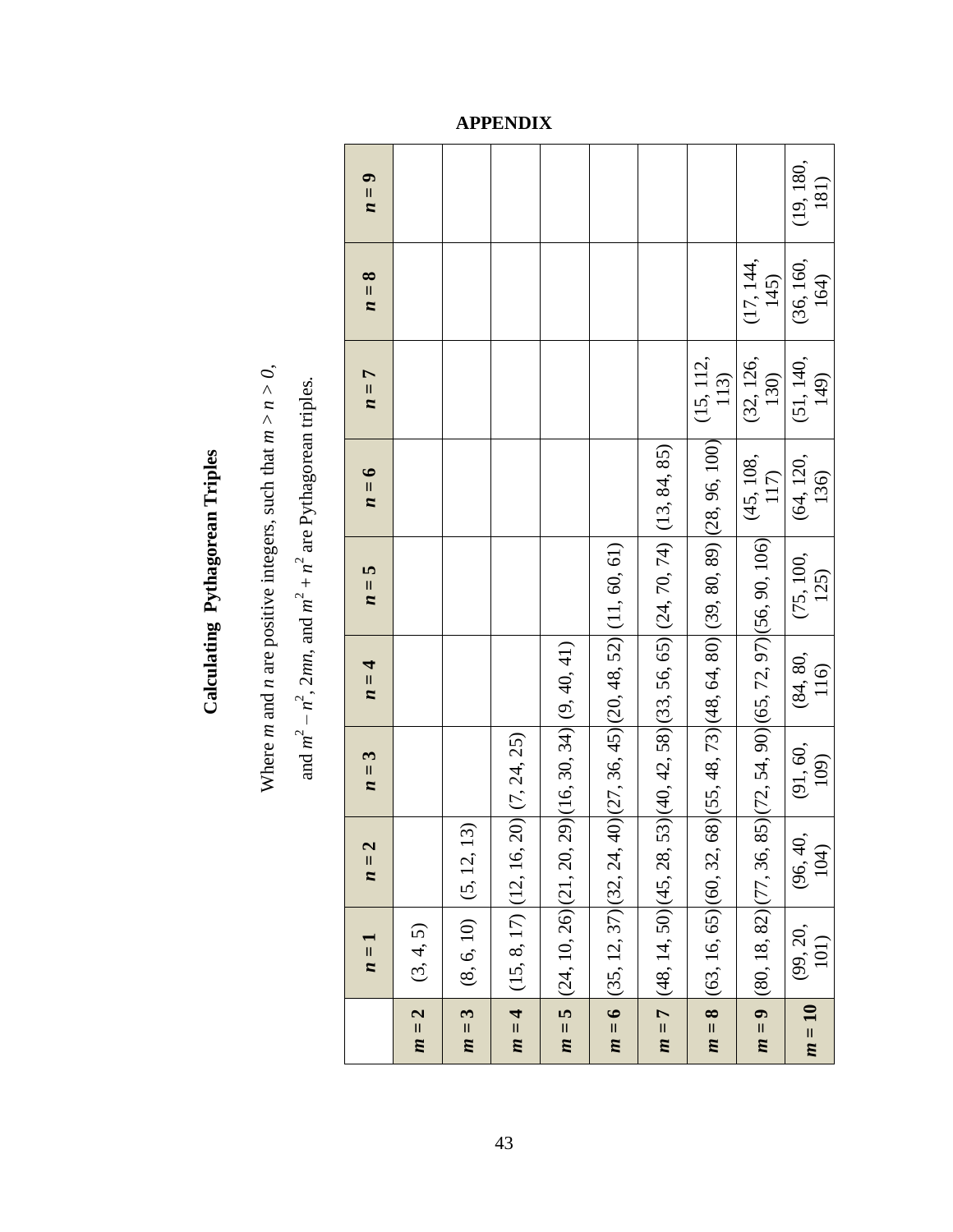# APPENDIX

## Calculating Pythagorean Triples

Where $m$ and $n$ are positive integers, such that $m > n > 0$,

and $m^2 - n^2$, $2mn$, and $m^2 + n^2$ are Pythagorean triples.

| | $n = 1$ | $n = 2$ | $n = 3$ | $n = 4$ | $n = 5$ | $n = 6$ | $n = 7$ | $n = 8$ | $n = 9$ |
|---|---|---|---|---|---|---|---|---|---|
| $m = 2$ | (3, 4, 5) | | | | | | | | |
| $m = 3$ | (8, 6, 10) | (5, 12, 13) | | | | | | | |
| $m = 4$ | (15, 8, 17) | (12, 16, 20) | (7, 24, 25) | | | | | | |
| $m = 5$ | (24, 10, 26) | (21, 20, 29) | (16, 30, 34) | (9, 40, 41) | | | | | |
| $m = 6$ | (35, 12, 37) | (32, 24, 40) | (27, 36, 45) | (20, 48, 52) | (11, 60, 61) | | | | |
| $m = 7$ | (48, 14, 50) | (45, 28, 53) | (40, 42, 58) | (33, 56, 65) | (24, 70, 74) | (13, 84, 85) | | | |
| $m = 8$ | (63, 16, 65) | (60, 32, 68) | (55, 48, 73) | (48, 64, 80) | (39, 80, 89) | (28, 96, 100) | (15, 112, 113) | | |
| $m = 9$ | (80, 18, 82) | (77, 36, 85) | (72, 54, 90) | (65, 72, 97) | (56, 90, 106) | (45, 108, 117) | (32, 126, 130) | (17, 144, 145) | |
| $m = 10$ | (99, 20, 101) | (96, 40, 104) | (91, 60, 109) | (84, 80, 116) | (75, 100, 125) | (64, 120, 136) | (51, 140, 149) | (36, 160, 164) | (19, 180, 181) |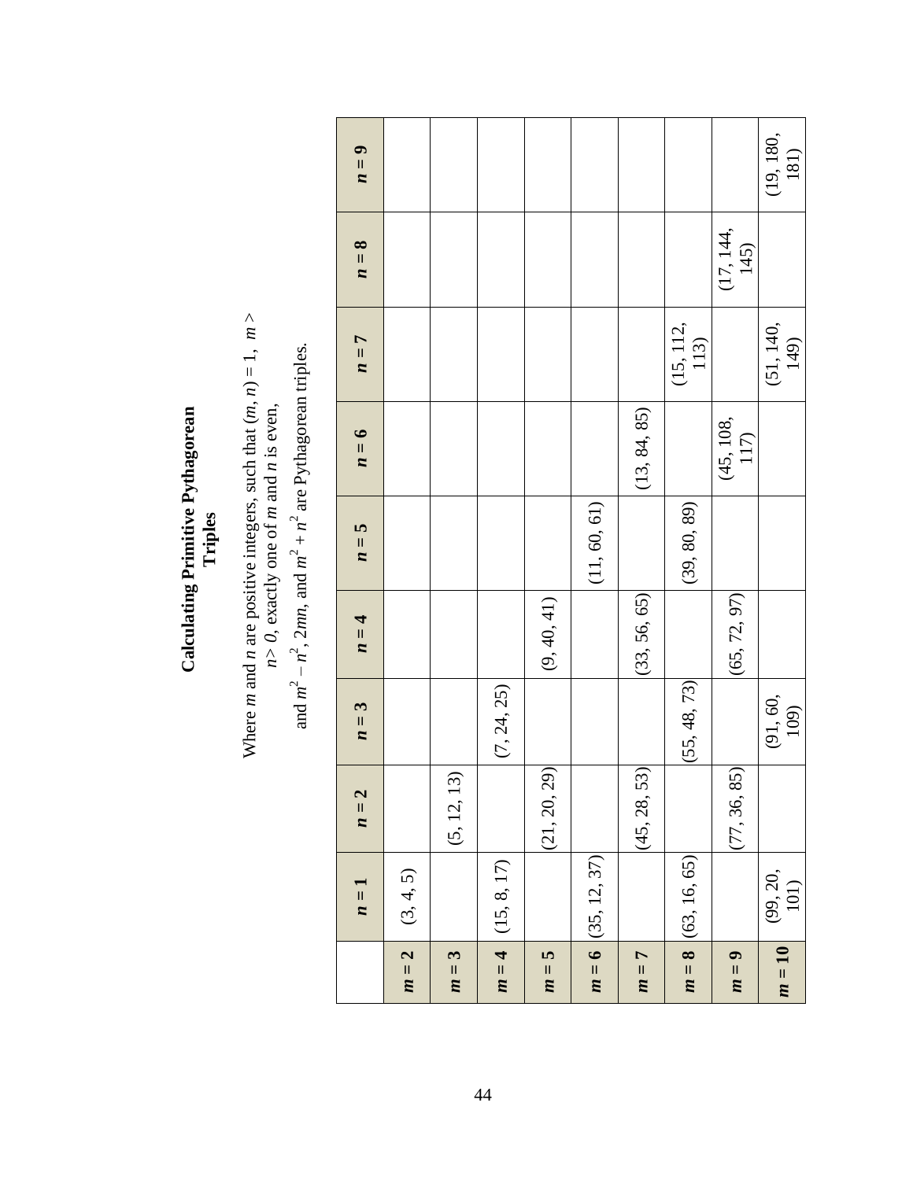# Calculating Primitive Pythagorean Triples

Where $m$ and $n$ are positive integers, such that $(m, n) = 1$, $m > n > 0$, exactly one of $m$ and $n$ is even,

and $m^2 - n^2$, $2mn$, and $m^2 + n^2$ are Pythagorean triples.

| | $n = 1$ | $n = 2$ | $n = 3$ | $n = 4$ | $n = 5$ | $n = 6$ | $n = 7$ | $n = 8$ | $n = 9$ |
|---|---|---|---|---|---|---|---|---|---|
| $m = 2$ | (3, 4, 5) | | | | | | | | |
| $m = 3$ | | (5, 12, 13) | | | | | | | |
| $m = 4$ | (15, 8, 17) | | (7, 24, 25) | | | | | | |
| $m = 5$ | | (21, 20, 29) | | (9, 40, 41) | | | | | |
| $m = 6$ | (35, 12, 37) | | | | (11, 60, 61) | | | | |
| $m = 7$ | | (45, 28, 53) | | (33, 56, 65) | | (13, 84, 85) | | | |
| $m = 8$ | (63, 16, 65) | | (55, 48, 73) | | (39, 80, 89) | | (15, 112, 113) | | |
| $m = 9$ | | (77, 36, 85) | | (65, 72, 97) | | (45, 108, 117) | | (17, 144, 145) | |
| $m = 10$ | (99, 20, 101) | | (91, 60, 109) | | | | (51, 140, 149) | | (19, 180, 181) |